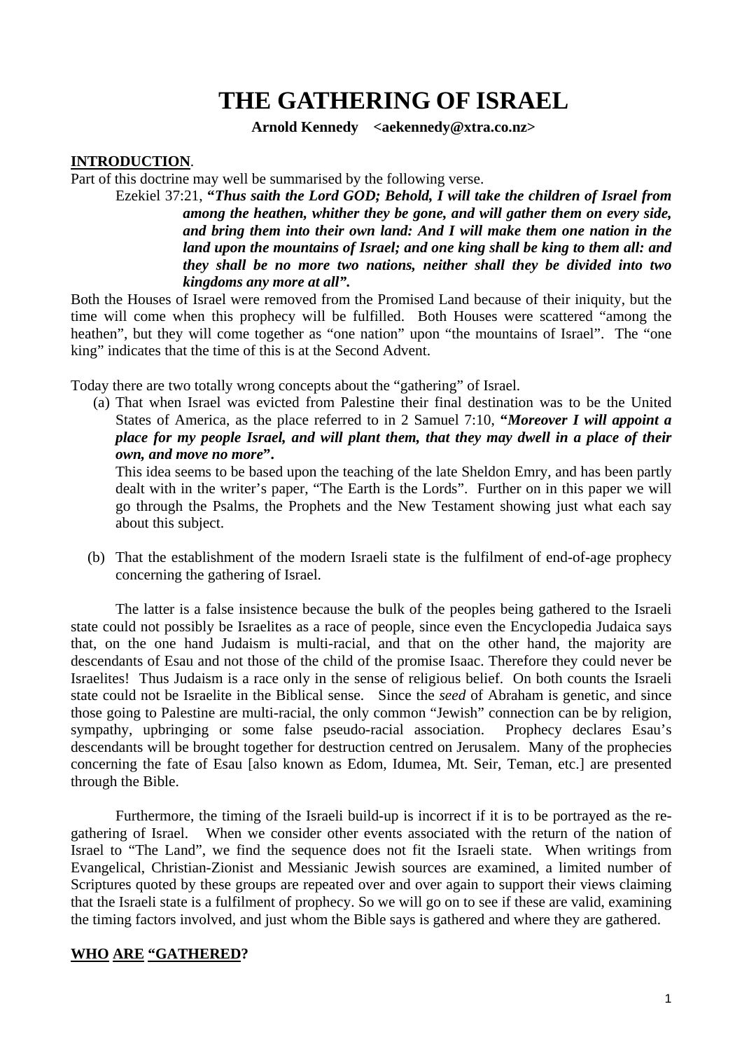# THE GATHERING OF ISRAEL

**Arnold Kennedy <aekennedy@xtra.co.nz>**

**INTRODUCTION**.

Part of this doctrine may well be summarised by the following verse.

> Ezekiel 37:21, ***"Thus saith the Lord GOD; Behold, I will take the children of Israel from among the heathen, whither they be gone, and will gather them on every side, and bring them into their own land: And I will make them one nation in the land upon the mountains of Israel; and one king shall be king to them all: and they shall be no more two nations, neither shall they be divided into two kingdoms any more at all".***

Both the Houses of Israel were removed from the Promised Land because of their iniquity, but the time will come when this prophecy will be fulfilled. Both Houses were scattered "among the heathen", but they will come together as "one nation" upon "the mountains of Israel". The "one king" indicates that the time of this is at the Second Advent.

Today there are two totally wrong concepts about the "gathering" of Israel.

(a) That when Israel was evicted from Palestine their final destination was to be the United States of America, as the place referred to in 2 Samuel 7:10, ***"Moreover I will appoint a place for my people Israel, and will plant them, that they may dwell in a place of their own, and move no more"***.

This idea seems to be based upon the teaching of the late Sheldon Emry, and has been partly dealt with in the writer's paper, "The Earth is the Lords". Further on in this paper we will go through the Psalms, the Prophets and the New Testament showing just what each say about this subject.

(b) That the establishment of the modern Israeli state is the fulfilment of end-of-age prophecy concerning the gathering of Israel.

The latter is a false insistence because the bulk of the peoples being gathered to the Israeli state could not possibly be Israelites as a race of people, since even the Encyclopedia Judaica says that, on the one hand Judaism is multi-racial, and that on the other hand, the majority are descendants of Esau and not those of the child of the promise Isaac. Therefore they could never be Israelites! Thus Judaism is a race only in the sense of religious belief. On both counts the Israeli state could not be Israelite in the Biblical sense. Since the *seed* of Abraham is genetic, and since those going to Palestine are multi-racial, the only common "Jewish" connection can be by religion, sympathy, upbringing or some false pseudo-racial association. Prophecy declares Esau's descendants will be brought together for destruction centred on Jerusalem. Many of the prophecies concerning the fate of Esau [also known as Edom, Idumea, Mt. Seir, Teman, etc.] are presented through the Bible.

Furthermore, the timing of the Israeli build-up is incorrect if it is to be portrayed as the re-gathering of Israel. When we consider other events associated with the return of the nation of Israel to "The Land", we find the sequence does not fit the Israeli state. When writings from Evangelical, Christian-Zionist and Messianic Jewish sources are examined, a limited number of Scriptures quoted by these groups are repeated over and over again to support their views claiming that the Israeli state is a fulfilment of prophecy. So we will go on to see if these are valid, examining the timing factors involved, and just whom the Bible says is gathered and where they are gathered.

**WHO ARE "GATHERED?**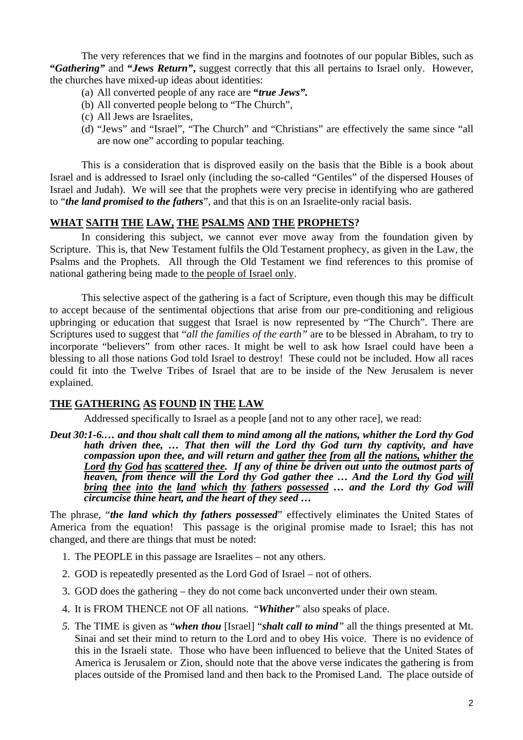The very references that we find in the margins and footnotes of our popular Bibles, such as ***"Gathering"*** and ***"Jews Return",*** suggest correctly that this all pertains to Israel only. However, the churches have mixed-up ideas about identities:

(a) All converted people of any race are ***"true Jews".***
(b) All converted people belong to "The Church",
(c) All Jews are Israelites,
(d) "Jews" and "Israel", "The Church" and "Christians" are effectively the same since "all are now one" according to popular teaching.

This is a consideration that is disproved easily on the basis that the Bible is a book about Israel and is addressed to Israel only (including the so-called "Gentiles" of the dispersed Houses of Israel and Judah). We will see that the prophets were very precise in identifying who are gathered to "***the land promised to the fathers***", and that this is on an Israelite-only racial basis.

## WHAT SAITH THE LAW, THE PSALMS AND THE PROPHETS?

In considering this subject, we cannot ever move away from the foundation given by Scripture. This is, that New Testament fulfils the Old Testament prophecy, as given in the Law, the Psalms and the Prophets. All through the Old Testament we find references to this promise of national gathering being made to the people of Israel only.

This selective aspect of the gathering is a fact of Scripture, even though this may be difficult to accept because of the sentimental objections that arise from our pre-conditioning and religious upbringing or education that suggest that Israel is now represented by "The Church". There are Scriptures used to suggest that "*all the families of the earth"* are to be blessed in Abraham, to try to incorporate "believers" from other races. It might be well to ask how Israel could have been a blessing to all those nations God told Israel to destroy! These could not be included. How all races could fit into the Twelve Tribes of Israel that are to be inside of the New Jerusalem is never explained.

## THE GATHERING AS FOUND IN THE LAW

Addressed specifically to Israel as a people [and not to any other race], we read:

***Deut 30:1-6.… and thou shalt call them to mind among all the nations, whither the Lord thy God hath driven thee, … That then will the Lord thy God turn thy captivity, and have compassion upon thee, and will return and gather thee from all the nations, whither the Lord thy God has scattered thee. If any of thine be driven out unto the outmost parts of heaven, from thence will the Lord thy God gather thee … And the Lord thy God will bring thee into the land which thy fathers possessed … and the Lord thy God will circumcise thine heart, and the heart of they seed …***

The phrase, "***the land which thy fathers possessed***" effectively eliminates the United States of America from the equation! This passage is the original promise made to Israel; this has not changed, and there are things that must be noted:

1. The PEOPLE in this passage are Israelites – not any others.
2. GOD is repeatedly presented as the Lord God of Israel – not of others.
3. GOD does the gathering – they do not come back unconverted under their own steam.
4. It is FROM THENCE not OF all nations. "***Whither***" also speaks of place.
5. The TIME is given as "***when thou*** [Israel] "***shalt call to mind"*** all the things presented at Mt. Sinai and set their mind to return to the Lord and to obey His voice. There is no evidence of this in the Israeli state. Those who have been influenced to believe that the United States of America is Jerusalem or Zion, should note that the above verse indicates the gathering is from places outside of the Promised land and then back to the Promised Land. The place outside of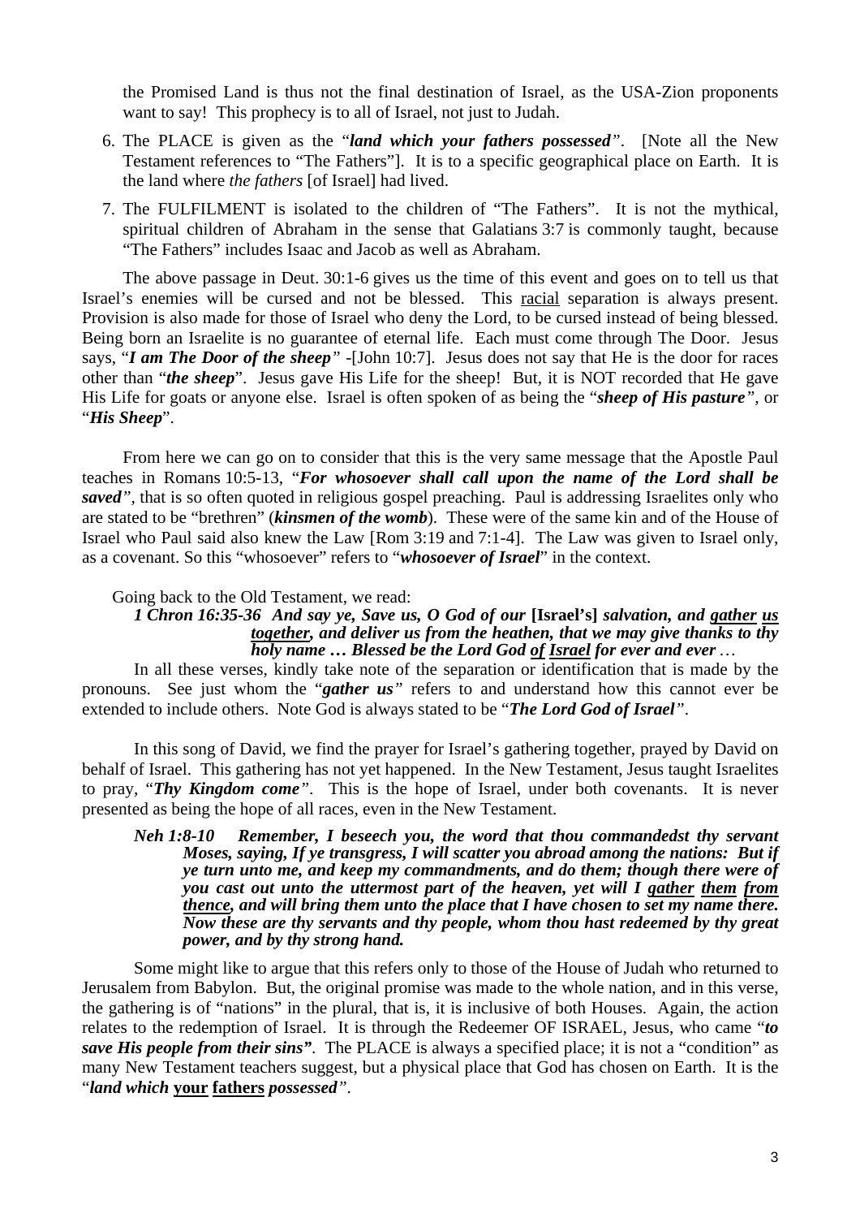the Promised Land is thus not the final destination of Israel, as the USA-Zion proponents want to say! This prophecy is to all of Israel, not just to Judah.

6. The PLACE is given as the "***land which your fathers possessed***". [Note all the New Testament references to "The Fathers"]. It is to a specific geographical place on Earth. It is the land where *the fathers* [of Israel] had lived.
7. The FULFILMENT is isolated to the children of "The Fathers". It is not the mythical, spiritual children of Abraham in the sense that Galatians 3:7 is commonly taught, because "The Fathers" includes Isaac and Jacob as well as Abraham.

The above passage in Deut. 30:1-6 gives us the time of this event and goes on to tell us that Israel's enemies will be cursed and not be blessed. This <u>racial</u> separation is always present. Provision is also made for those of Israel who deny the Lord, to be cursed instead of being blessed. Being born an Israelite is no guarantee of eternal life. Each must come through The Door. Jesus says, "***I am The Door of the sheep***" -[John 10:7]. Jesus does not say that He is the door for races other than "***the sheep***". Jesus gave His Life for the sheep! But, it is NOT recorded that He gave His Life for goats or anyone else. Israel is often spoken of as being the "***sheep of His pasture***", or "***His Sheep***".

From here we can go on to consider that this is the very same message that the Apostle Paul teaches in Romans 10:5-13, "***For whosoever shall call upon the name of the Lord shall be saved***", that is so often quoted in religious gospel preaching. Paul is addressing Israelites only who are stated to be "brethren" (***kinsmen of the womb***). These were of the same kin and of the House of Israel who Paul said also knew the Law [Rom 3:19 and 7:1-4]. The Law was given to Israel only, as a covenant. So this "whosoever" refers to "***whosoever of Israel***" in the context.

Going back to the Old Testament, we read:

> ***1 Chron 16:35-36 And say ye, Save us, O God of our* [Israel's] *salvation, and <u>gather us together</u>, and deliver us from the heathen, that we may give thanks to thy holy name … Blessed be the Lord God <u>of Israel</u> for ever and ever*** …

In all these verses, kindly take note of the separation or identification that is made by the pronouns. See just whom the "***gather us***" refers to and understand how this cannot ever be extended to include others. Note God is always stated to be "***The Lord God of Israel***".

In this song of David, we find the prayer for Israel's gathering together, prayed by David on behalf of Israel. This gathering has not yet happened. In the New Testament, Jesus taught Israelites to pray, "***Thy Kingdom come***". This is the hope of Israel, under both covenants. It is never presented as being the hope of all races, even in the New Testament.

> ***Neh 1:8-10 Remember, I beseech you, the word that thou commandedst thy servant Moses, saying, If ye transgress, I will scatter you abroad among the nations: But if ye turn unto me, and keep my commandments, and do them; though there were of you cast out unto the uttermost part of the heaven, yet will I <u>gather them from thence</u>, and will bring them unto the place that I have chosen to set my name there. Now these are thy servants and thy people, whom thou hast redeemed by thy great power, and by thy strong hand.***

Some might like to argue that this refers only to those of the House of Judah who returned to Jerusalem from Babylon. But, the original promise was made to the whole nation, and in this verse, the gathering is of "nations" in the plural, that is, it is inclusive of both Houses. Again, the action relates to the redemption of Israel. It is through the Redeemer OF ISRAEL, Jesus, who came "***to save His people from their sins***". The PLACE is always a specified place; it is not a "condition" as many New Testament teachers suggest, but a physical place that God has chosen on Earth. It is the "***land which <u>your fathers</u> possessed***".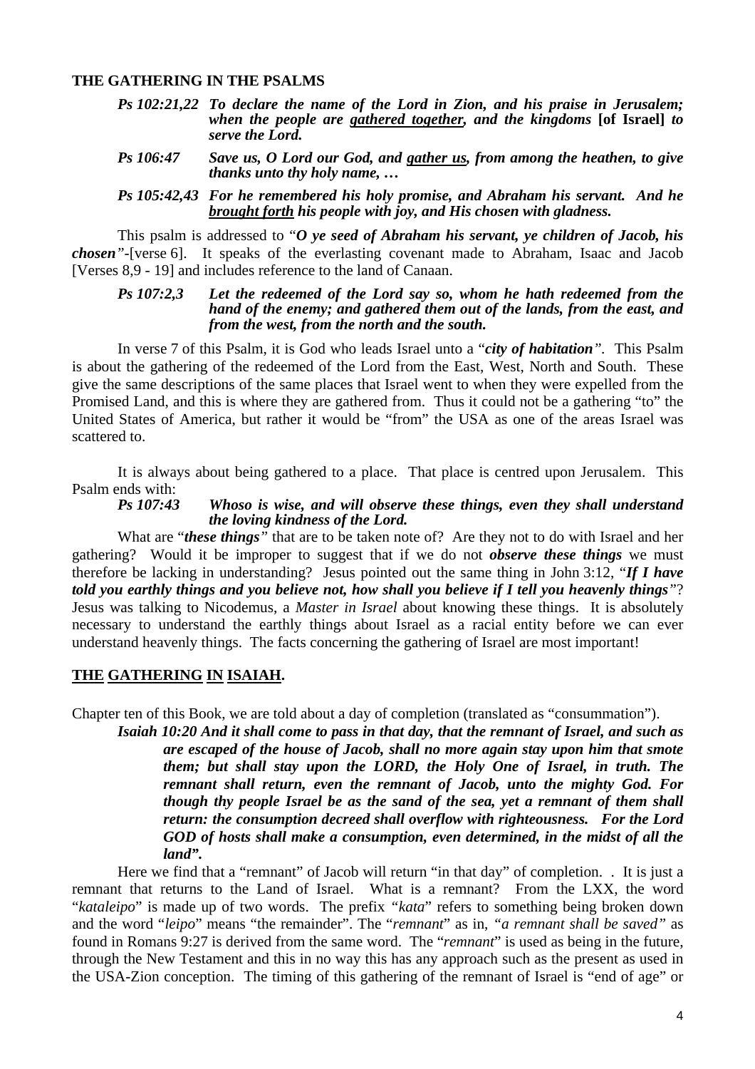**THE GATHERING IN THE PSALMS**

> ***Ps 102:21,22*** ***To declare the name of the Lord in Zion, and his praise in Jerusalem; when the people are <u>gathered together</u>, and the kingdoms*** **[of Israel]** ***to serve the Lord.***
>
> ***Ps 106:47*** ***Save us, O Lord our God, and <u>gather us</u>, from among the heathen, to give thanks unto thy holy name, …***
>
> ***Ps 105:42,43*** ***For he remembered his holy promise, and Abraham his servant. And he <u>brought forth</u> his people with joy, and His chosen with gladness.***

This psalm is addressed to "***O ye seed of Abraham his servant, ye children of Jacob, his chosen***"-[verse 6]. It speaks of the everlasting covenant made to Abraham, Isaac and Jacob [Verses 8,9 - 19] and includes reference to the land of Canaan.

> ***Ps 107:2,3*** ***Let the redeemed of the Lord say so, whom he hath redeemed from the hand of the enemy; and gathered them out of the lands, from the east, and from the west, from the north and the south.***

In verse 7 of this Psalm, it is God who leads Israel unto a "***city of habitation***". This Psalm is about the gathering of the redeemed of the Lord from the East, West, North and South. These give the same descriptions of the same places that Israel went to when they were expelled from the Promised Land, and this is where they are gathered from. Thus it could not be a gathering "to" the United States of America, but rather it would be "from" the USA as one of the areas Israel was scattered to.

It is always about being gathered to a place. That place is centred upon Jerusalem. This Psalm ends with:

> ***Ps 107:43*** ***Whoso is wise, and will observe these things, even they shall understand the loving kindness of the Lord.***

What are "***these things***" that are to be taken note of? Are they not to do with Israel and her gathering? Would it be improper to suggest that if we do not ***observe these things*** we must therefore be lacking in understanding? Jesus pointed out the same thing in John 3:12, "***If I have told you earthly things and you believe not, how shall you believe if I tell you heavenly things***"? Jesus was talking to Nicodemus, a *Master in Israel* about knowing these things. It is absolutely necessary to understand the earthly things about Israel as a racial entity before we can ever understand heavenly things. The facts concerning the gathering of Israel are most important!

## <u>THE GATHERING IN ISAIAH.</u>

Chapter ten of this Book, we are told about a day of completion (translated as "consummation").

> ***Isaiah 10:20 And it shall come to pass in that day, that the remnant of Israel, and such as are escaped of the house of Jacob, shall no more again stay upon him that smote them; but shall stay upon the LORD, the Holy One of Israel, in truth. The remnant shall return, even the remnant of Jacob, unto the mighty God. For though thy people Israel be as the sand of the sea, yet a remnant of them shall return: the consumption decreed shall overflow with righteousness. For the Lord GOD of hosts shall make a consumption, even determined, in the midst of all the land".***

Here we find that a "remnant" of Jacob will return "in that day" of completion. . It is just a remnant that returns to the Land of Israel. What is a remnant? From the LXX, the word "*kataleipo*" is made up of two words. The prefix *"kata*" refers to something being broken down and the word "*leipo*" means "the remainder". The "*remnant*" as in, *"a remnant shall be saved"* as found in Romans 9:27 is derived from the same word. The "*remnant*" is used as being in the future, through the New Testament and this in no way this has any approach such as the present as used in the USA-Zion conception. The timing of this gathering of the remnant of Israel is "end of age" or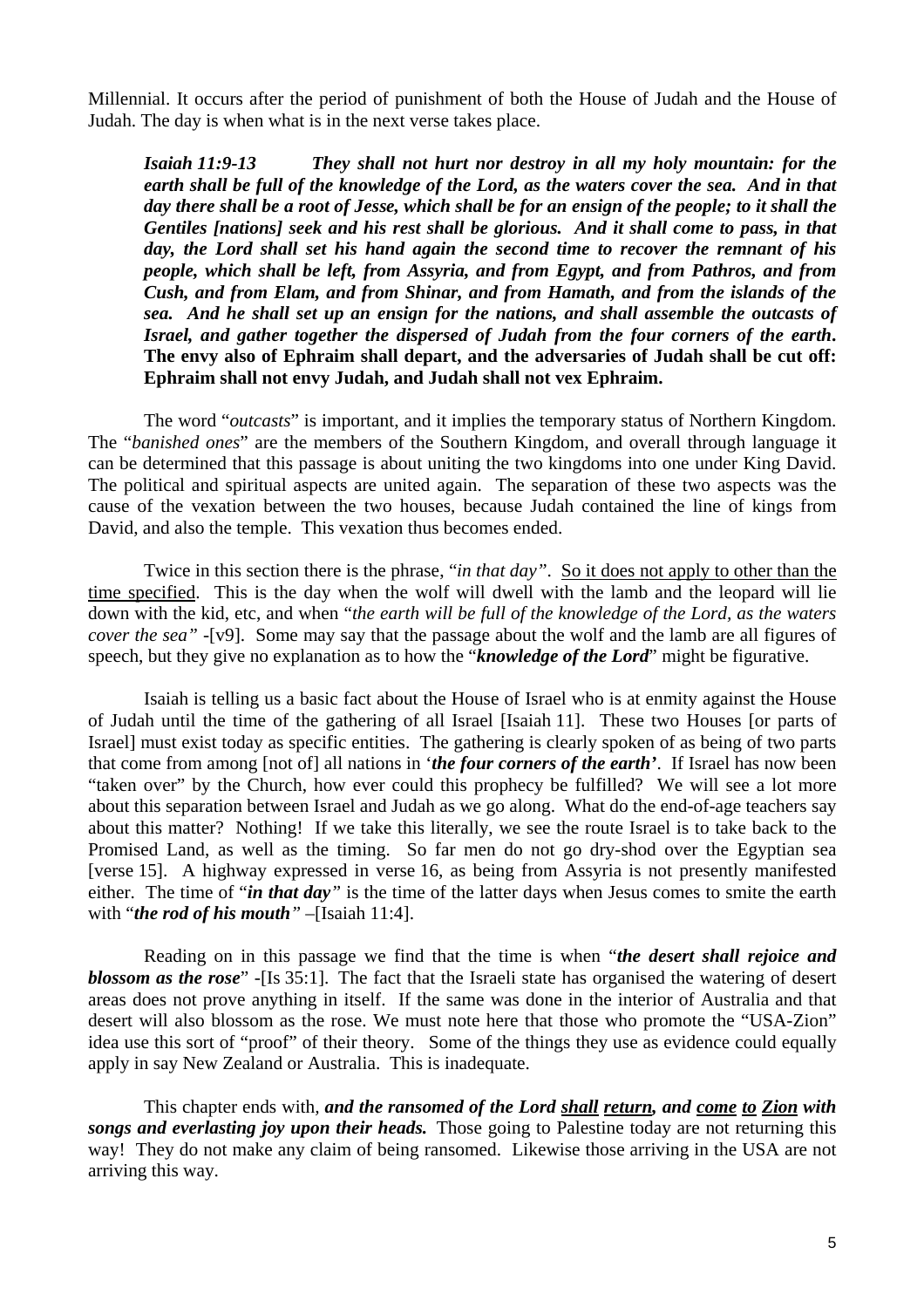Millennial. It occurs after the period of punishment of both the House of Judah and the House of Judah. The day is when what is in the next verse takes place.

> ***Isaiah 11:9-13 They shall not hurt nor destroy in all my holy mountain: for the earth shall be full of the knowledge of the Lord, as the waters cover the sea. And in that day there shall be a root of Jesse, which shall be for an ensign of the people; to it shall the Gentiles [nations] seek and his rest shall be glorious. And it shall come to pass, in that day, the Lord shall set his hand again the second time to recover the remnant of his people, which shall be left, from Assyria, and from Egypt, and from Pathros, and from Cush, and from Elam, and from Shinar, and from Hamath, and from the islands of the sea. And he shall set up an ensign for the nations, and shall assemble the outcasts of Israel, and gather together the dispersed of Judah from the four corners of the earth*. The envy also of Ephraim shall depart, and the adversaries of Judah shall be cut off: Ephraim shall not envy Judah, and Judah shall not vex Ephraim.**

The word "*outcasts*" is important, and it implies the temporary status of Northern Kingdom. The "*banished ones*" are the members of the Southern Kingdom, and overall through language it can be determined that this passage is about uniting the two kingdoms into one under King David. The political and spiritual aspects are united again. The separation of these two aspects was the cause of the vexation between the two houses, because Judah contained the line of kings from David, and also the temple. This vexation thus becomes ended.

Twice in this section there is the phrase, "*in that day"*. <u>So it does not apply to other than the time specified</u>. This is the day when the wolf will dwell with the lamb and the leopard will lie down with the kid, etc, and when "*the earth will be full of the knowledge of the Lord, as the waters cover the sea"* -[v9]. Some may say that the passage about the wolf and the lamb are all figures of speech, but they give no explanation as to how the "***knowledge of the Lord***" might be figurative.

Isaiah is telling us a basic fact about the House of Israel who is at enmity against the House of Judah until the time of the gathering of all Israel [Isaiah 11]. These two Houses [or parts of Israel] must exist today as specific entities. The gathering is clearly spoken of as being of two parts that come from among [not of] all nations in '***the four corners of the earth'***. If Israel has now been "taken over" by the Church, how ever could this prophecy be fulfilled? We will see a lot more about this separation between Israel and Judah as we go along. What do the end-of-age teachers say about this matter? Nothing! If we take this literally, we see the route Israel is to take back to the Promised Land, as well as the timing. So far men do not go dry-shod over the Egyptian sea [verse 15]. A highway expressed in verse 16, as being from Assyria is not presently manifested either. The time of "***in that day"*** is the time of the latter days when Jesus comes to smite the earth with "***the rod of his mouth"*** –[Isaiah 11:4].

Reading on in this passage we find that the time is when "***the desert shall rejoice and blossom as the rose***" -[Is 35:1]. The fact that the Israeli state has organised the watering of desert areas does not prove anything in itself. If the same was done in the interior of Australia and that desert will also blossom as the rose. We must note here that those who promote the "USA-Zion" idea use this sort of "proof" of their theory. Some of the things they use as evidence could equally apply in say New Zealand or Australia. This is inadequate.

This chapter ends with, ***and the ransomed of the Lord <u>shall</u> <u>return</u>, and <u>come</u> <u>to</u> <u>Zion</u> with songs and everlasting joy upon their heads.*** Those going to Palestine today are not returning this way! They do not make any claim of being ransomed. Likewise those arriving in the USA are not arriving this way.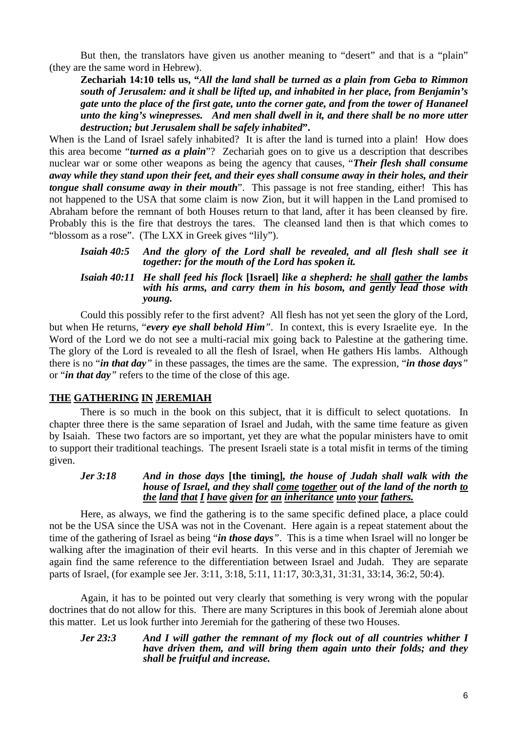But then, the translators have given us another meaning to "desert" and that is a "plain" (they are the same word in Hebrew).

> **Zechariah 14:10 tells us, "*All the land shall be turned as a plain from Geba to Rimmon south of Jerusalem: and it shall be lifted up, and inhabited in her place, from Benjamin's gate unto the place of the first gate, unto the corner gate, and from the tower of Hananeel unto the king's winepresses. And men shall dwell in it, and there shall be no more utter destruction; but Jerusalem shall be safely inhabited*".**

When is the Land of Israel safely inhabited? It is after the land is turned into a plain! How does this area become "***turned as a plain***"? Zechariah goes on to give us a description that describes nuclear war or some other weapons as being the agency that causes, "***Their flesh shall consume away while they stand upon their feet, and their eyes shall consume away in their holes, and their tongue shall consume away in their mouth***". This passage is not free standing, either! This has not happened to the USA that some claim is now Zion, but it will happen in the Land promised to Abraham before the remnant of both Houses return to that land, after it has been cleansed by fire. Probably this is the fire that destroys the tares. The cleansed land then is that which comes to "blossom as a rose". (The LXX in Greek gives "lily").

> ***Isaiah 40:5 And the glory of the Lord shall be revealed, and all flesh shall see it together: for the mouth of the Lord has spoken it.***
>
> ***Isaiah 40:11 He shall feed his flock* [Israel] *like a shepherd: he <u>shall gather</u> the lambs with his arms, and carry them in his bosom, and <u>gently lead</u> those with young.***

Could this possibly refer to the first advent? All flesh has not yet seen the glory of the Lord, but when He returns, "***every eye shall behold Him***". In context, this is every Israelite eye. In the Word of the Lord we do not see a multi-racial mix going back to Palestine at the gathering time. The glory of the Lord is revealed to all the flesh of Israel, when He gathers His lambs. Although there is no "***in that day***" in these passages, the times are the same. The expression, "***in those days***" or "***in that day***" refers to the time of the close of this age.

## <u>THE GATHERING IN JEREMIAH</u>

There is so much in the book on this subject, that it is difficult to select quotations. In chapter three there is the same separation of Israel and Judah, with the same time feature as given by Isaiah. These two factors are so important, yet they are what the popular ministers have to omit to support their traditional teachings. The present Israeli state is a total misfit in terms of the timing given.

> ***Jer 3:18 And in those days* [the timing], *the house of Judah shall walk with the house of Israel, and they shall <u>come together</u> out of the land of the north <u>to the land that I have given for an inheritance unto your fathers.</u>***

Here, as always, we find the gathering is to the same specific defined place, a place could not be the USA since the USA was not in the Covenant. Here again is a repeat statement about the time of the gathering of Israel as being "***in those days***". This is a time when Israel will no longer be walking after the imagination of their evil hearts. In this verse and in this chapter of Jeremiah we again find the same reference to the differentiation between Israel and Judah. They are separate parts of Israel, (for example see Jer. 3:11, 3:18, 5:11, 11:17, 30:3,31, 31:31, 33:14, 36:2, 50:4).

Again, it has to be pointed out very clearly that something is very wrong with the popular doctrines that do not allow for this. There are many Scriptures in this book of Jeremiah alone about this matter. Let us look further into Jeremiah for the gathering of these two Houses.

> ***Jer 23:3 And I will gather the remnant of my flock out of all countries whither I have driven them, and will bring them again unto their folds; and they shall be fruitful and increase.***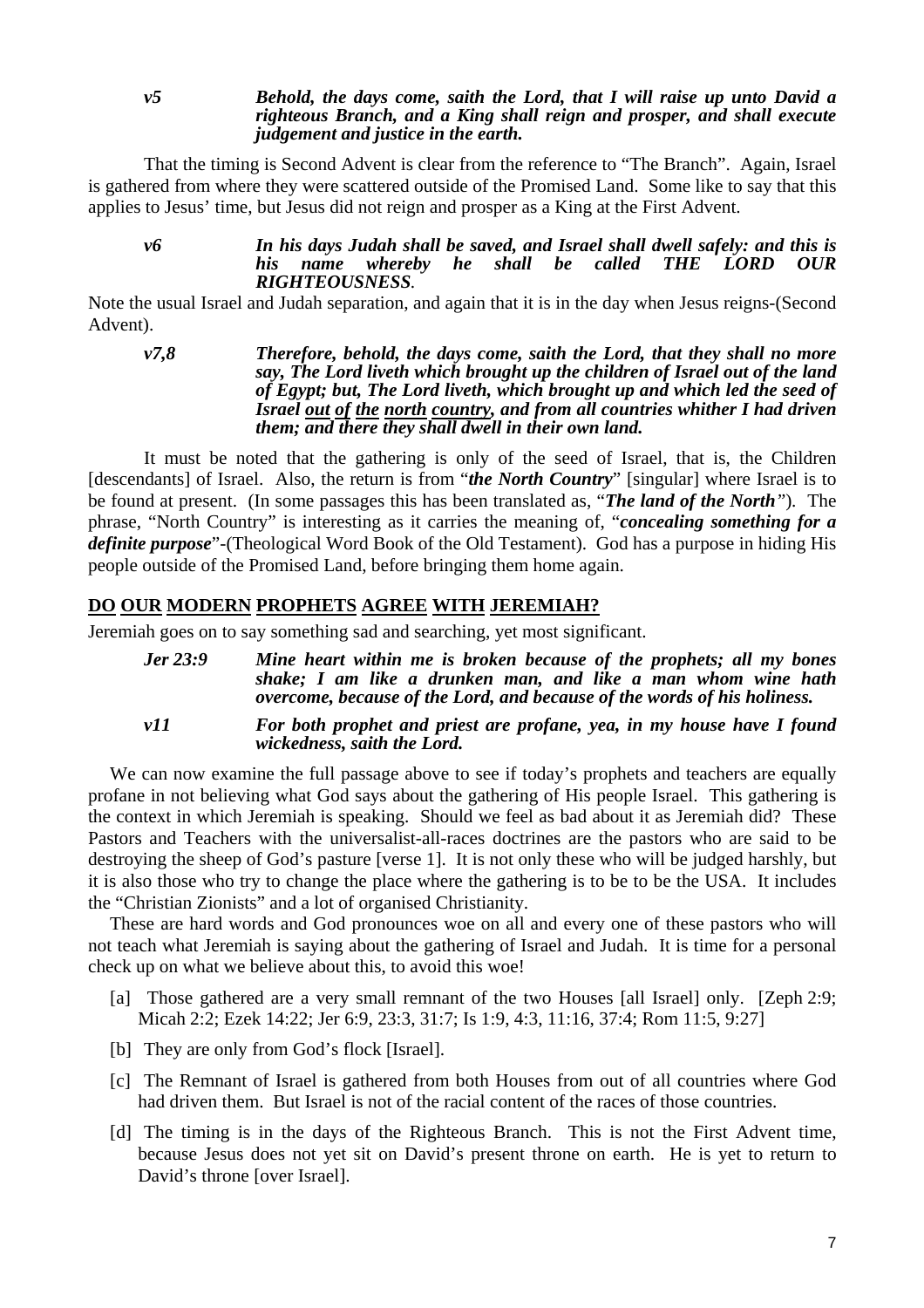***v5*** ***Behold, the days come, saith the Lord, that I will raise up unto David a righteous Branch, and a King shall reign and prosper, and shall execute judgement and justice in the earth.***

That the timing is Second Advent is clear from the reference to "The Branch". Again, Israel is gathered from where they were scattered outside of the Promised Land. Some like to say that this applies to Jesus' time, but Jesus did not reign and prosper as a King at the First Advent.

***v6*** ***In his days Judah shall be saved, and Israel shall dwell safely: and this is his name whereby he shall be called THE LORD OUR RIGHTEOUSNESS***.

Note the usual Israel and Judah separation, and again that it is in the day when Jesus reigns-(Second Advent).

***v7,8*** ***Therefore, behold, the days come, saith the Lord, that they shall no more say, The Lord liveth which brought up the children of Israel out of the land of Egypt; but, The Lord liveth, which brought up and which led the seed of Israel <u>out of the north country</u>, and from all countries whither I had driven them; and there they shall dwell in their own land.***

It must be noted that the gathering is only of the seed of Israel, that is, the Children [descendants] of Israel. Also, the return is from "***the North Country***" [singular] where Israel is to be found at present. (In some passages this has been translated as, "***The land of the North***"). The phrase, "North Country" is interesting as it carries the meaning of, "***concealing something for a definite purpose***"-(Theological Word Book of the Old Testament). God has a purpose in hiding His people outside of the Promised Land, before bringing them home again.

## <u>DO OUR MODERN PROPHETS AGREE WITH JEREMIAH?</u>

Jeremiah goes on to say something sad and searching, yet most significant.

***Jer 23:9*** ***Mine heart within me is broken because of the prophets; all my bones shake; I am like a drunken man, and like a man whom wine hath overcome, because of the Lord, and because of the words of his holiness.***

***v11*** ***For both prophet and priest are profane, yea, in my house have I found wickedness, saith the Lord.***

We can now examine the full passage above to see if today's prophets and teachers are equally profane in not believing what God says about the gathering of His people Israel. This gathering is the context in which Jeremiah is speaking. Should we feel as bad about it as Jeremiah did? These Pastors and Teachers with the universalist-all-races doctrines are the pastors who are said to be destroying the sheep of God's pasture [verse 1]. It is not only these who will be judged harshly, but it is also those who try to change the place where the gathering is to be to be the USA. It includes the "Christian Zionists" and a lot of organised Christianity.

These are hard words and God pronounces woe on all and every one of these pastors who will not teach what Jeremiah is saying about the gathering of Israel and Judah. It is time for a personal check up on what we believe about this, to avoid this woe!

[a] Those gathered are a very small remnant of the two Houses [all Israel] only. [Zeph 2:9; Micah 2:2; Ezek 14:22; Jer 6:9, 23:3, 31:7; Is 1:9, 4:3, 11:16, 37:4; Rom 11:5, 9:27]

[b] They are only from God's flock [Israel].

[c] The Remnant of Israel is gathered from both Houses from out of all countries where God had driven them. But Israel is not of the racial content of the races of those countries.

[d] The timing is in the days of the Righteous Branch. This is not the First Advent time, because Jesus does not yet sit on David's present throne on earth. He is yet to return to David's throne [over Israel].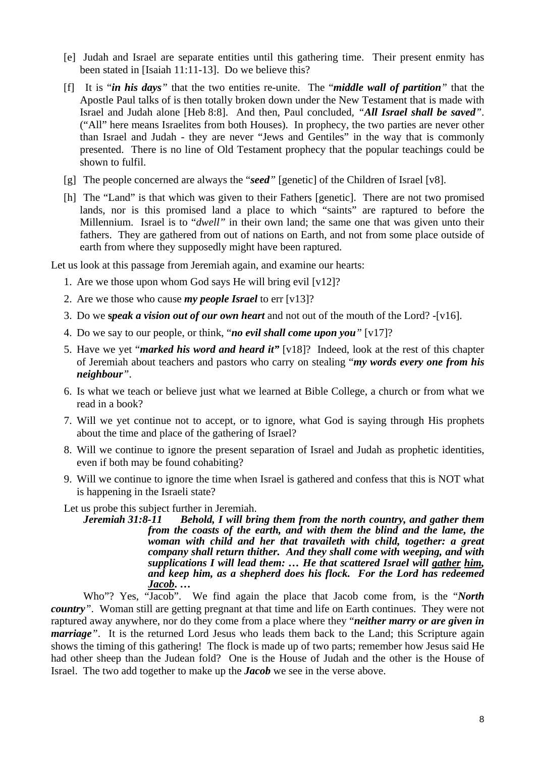[e] Judah and Israel are separate entities until this gathering time. Their present enmity has been stated in [Isaiah 11:11-13]. Do we believe this?

[f] It is "*in his days*" that the two entities re-unite. The "***middle wall of partition***" that the Apostle Paul talks of is then totally broken down under the New Testament that is made with Israel and Judah alone [Heb 8:8]. And then, Paul concluded, "***All Israel shall be saved***". ("All" here means Israelites from both Houses). In prophecy, the two parties are never other than Israel and Judah - they are never "Jews and Gentiles" in the way that is commonly presented. There is no line of Old Testament prophecy that the popular teachings could be shown to fulfil.

[g] The people concerned are always the "***seed***" [genetic] of the Children of Israel [v8].

[h] The "Land" is that which was given to their Fathers [genetic]. There are not two promised lands, nor is this promised land a place to which "saints" are raptured to before the Millennium. Israel is to "*dwell*" in their own land; the same one that was given unto their fathers. They are gathered from out of nations on Earth, and not from some place outside of earth from where they supposedly might have been raptured.

Let us look at this passage from Jeremiah again, and examine our hearts:

1. Are we those upon whom God says He will bring evil [v12]?
2. Are we those who cause ***my people Israel*** to err [v13]?
3. Do we s***peak a vision out of our own heart*** and not out of the mouth of the Lord? -[v16].
4. Do we say to our people, or think, "***no evil shall come upon you***" [v17]?
5. Have we yet "***marked his word and heard it"*** [v18]? Indeed, look at the rest of this chapter of Jeremiah about teachers and pastors who carry on stealing "***my words every one from his neighbour***".
6. Is what we teach or believe just what we learned at Bible College, a church or from what we read in a book?
7. Will we yet continue not to accept, or to ignore, what God is saying through His prophets about the time and place of the gathering of Israel?
8. Will we continue to ignore the present separation of Israel and Judah as prophetic identities, even if both may be found cohabiting?
9. Will we continue to ignore the time when Israel is gathered and confess that this is NOT what is happening in the Israeli state?

Let us probe this subject further in Jeremiah.

***Jeremiah 31:8-11*** ***Behold, I will bring them from the north country, and gather them from the coasts of the earth, and with them the blind and the lame, the woman with child and her that travaileth with child, together: a great company shall return thither. And they shall come with weeping, and with supplications I will lead them: … He that scattered Israel will gather him, and keep him, as a shepherd does his flock. For the Lord has redeemed Jacob. …***

Who"? Yes, "Jacob". We find again the place that Jacob come from, is the "***North country***". Woman still are getting pregnant at that time and life on Earth continues. They were not raptured away anywhere, nor do they come from a place where they "***neither marry or are given in marriage***". It is the returned Lord Jesus who leads them back to the Land; this Scripture again shows the timing of this gathering! The flock is made up of two parts; remember how Jesus said He had other sheep than the Judean fold? One is the House of Judah and the other is the House of Israel. The two add together to make up the ***Jacob*** we see in the verse above.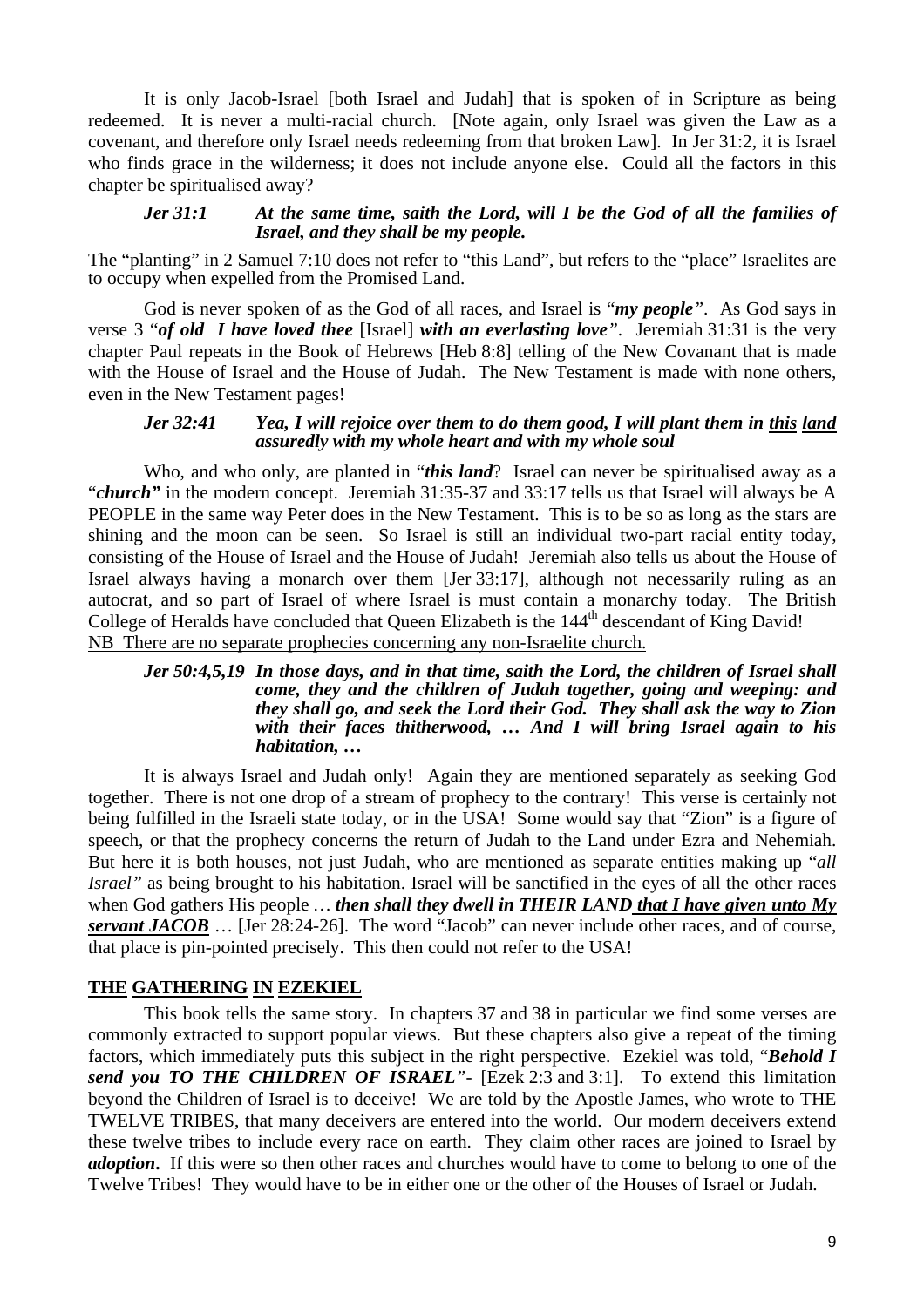It is only Jacob-Israel [both Israel and Judah] that is spoken of in Scripture as being redeemed. It is never a multi-racial church. [Note again, only Israel was given the Law as a covenant, and therefore only Israel needs redeeming from that broken Law]. In Jer 31:2, it is Israel who finds grace in the wilderness; it does not include anyone else. Could all the factors in this chapter be spiritualised away?

> ***Jer 31:1*** ***At the same time, saith the Lord, will I be the God of all the families of Israel, and they shall be my people.***

The "planting" in 2 Samuel 7:10 does not refer to "this Land", but refers to the "place" Israelites are to occupy when expelled from the Promised Land.

God is never spoken of as the God of all races, and Israel is "***my people***". As God says in verse 3 "***of old I have loved thee*** [Israel] ***with an everlasting love***". Jeremiah 31:31 is the very chapter Paul repeats in the Book of Hebrews [Heb 8:8] telling of the New Covanant that is made with the House of Israel and the House of Judah. The New Testament is made with none others, even in the New Testament pages!

> ***Jer 32:41*** ***Yea, I will rejoice over them to do them good, I will plant them in <u>this</u> <u>land</u> assuredly with my whole heart and with my whole soul***

Who, and who only, are planted in "***this land***? Israel can never be spiritualised away as a "***church***" in the modern concept. Jeremiah 31:35-37 and 33:17 tells us that Israel will always be A PEOPLE in the same way Peter does in the New Testament. This is to be so as long as the stars are shining and the moon can be seen. So Israel is still an individual two-part racial entity today, consisting of the House of Israel and the House of Judah! Jeremiah also tells us about the House of Israel always having a monarch over them [Jer 33:17], although not necessarily ruling as an autocrat, and so part of Israel of where Israel is must contain a monarchy today. The British College of Heralds have concluded that Queen Elizabeth is the 144th descendant of King David!
<u>NB There are no separate prophecies concerning any non-Israelite church.</u>

> ***Jer 50:4,5,19*** ***In those days, and in that time, saith the Lord, the children of Israel shall come, they and the children of Judah together, going and weeping: and they shall go, and seek the Lord their God. They shall ask the way to Zion with their faces thitherwood, … And I will bring Israel again to his habitation, …***

It is always Israel and Judah only! Again they are mentioned separately as seeking God together. There is not one drop of a stream of prophecy to the contrary! This verse is certainly not being fulfilled in the Israeli state today, or in the USA! Some would say that "Zion" is a figure of speech, or that the prophecy concerns the return of Judah to the Land under Ezra and Nehemiah. But here it is both houses, not just Judah, who are mentioned as separate entities making up "*all Israel*" as being brought to his habitation. Israel will be sanctified in the eyes of all the other races when God gathers His people … ***then shall they dwell in THEIR LAND <u>that I have given unto My servant JACOB</u>*** … [Jer 28:24-26]. The word "Jacob" can never include other races, and of course, that place is pin-pointed precisely. This then could not refer to the USA!

## <u>THE GATHERING IN EZEKIEL</u>

This book tells the same story. In chapters 37 and 38 in particular we find some verses are commonly extracted to support popular views. But these chapters also give a repeat of the timing factors, which immediately puts this subject in the right perspective. Ezekiel was told, "***Behold I send you TO THE CHILDREN OF ISRAEL***"- [Ezek 2:3 and 3:1]. To extend this limitation beyond the Children of Israel is to deceive! We are told by the Apostle James, who wrote to THE TWELVE TRIBES, that many deceivers are entered into the world. Our modern deceivers extend these twelve tribes to include every race on earth. They claim other races are joined to Israel by ***adoption***. If this were so then other races and churches would have to come to belong to one of the Twelve Tribes! They would have to be in either one or the other of the Houses of Israel or Judah.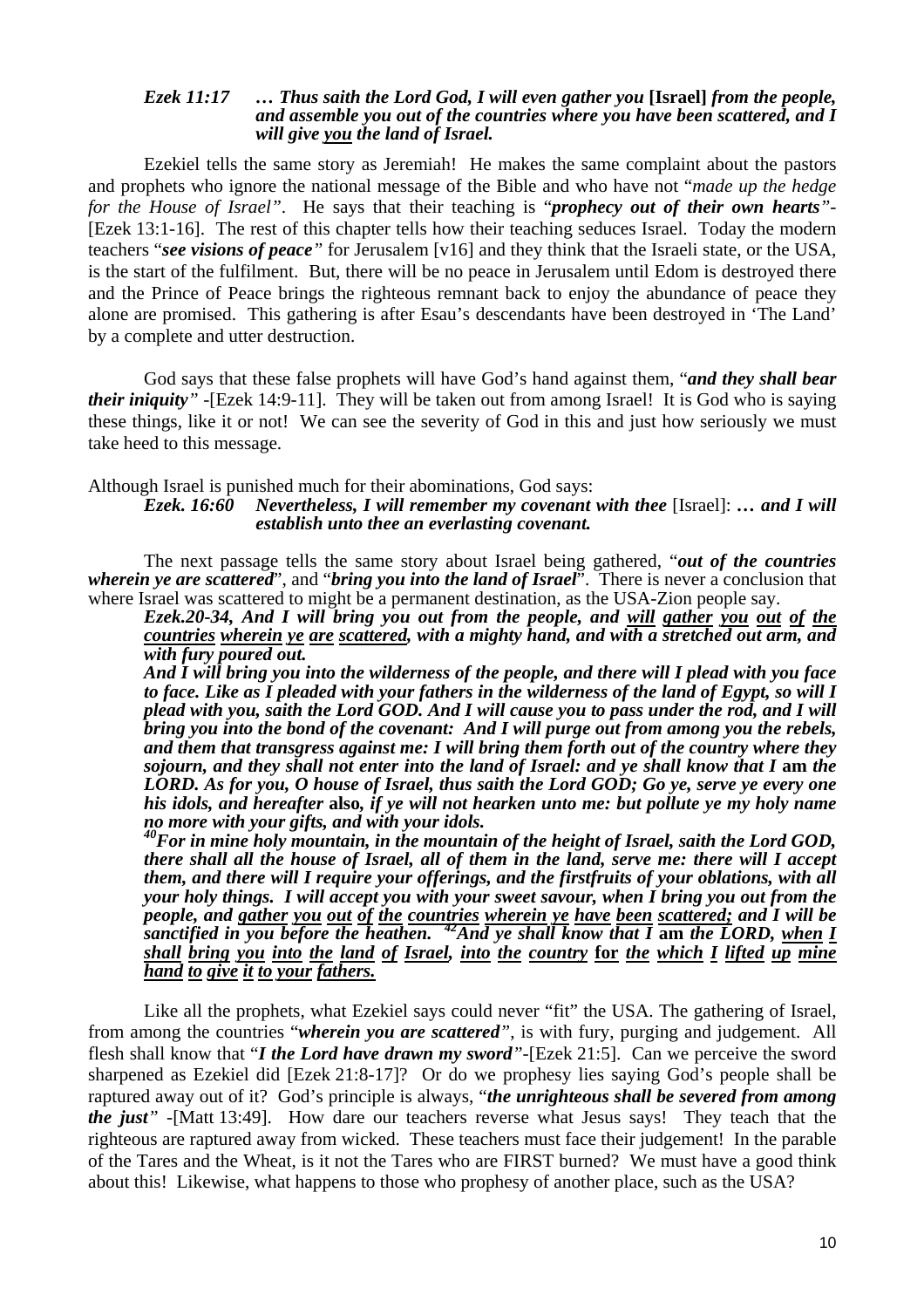***Ezek 11:17 … Thus saith the Lord God, I will even gather you* [Israel] *from the people, and assemble you out of the countries where you have been scattered, and I will give <u>you</u> the land of Israel.***

Ezekiel tells the same story as Jeremiah! He makes the same complaint about the pastors and prophets who ignore the national message of the Bible and who have not "*made up the hedge for the House of Israel"*. He says that their teaching is "***prophecy out of their own hearts****"*-[Ezek 13:1-16]. The rest of this chapter tells how their teaching seduces Israel. Today the modern teachers "***see visions of peace****"* for Jerusalem [v16] and they think that the Israeli state, or the USA, is the start of the fulfilment. But, there will be no peace in Jerusalem until Edom is destroyed there and the Prince of Peace brings the righteous remnant back to enjoy the abundance of peace they alone are promised. This gathering is after Esau's descendants have been destroyed in 'The Land' by a complete and utter destruction.

God says that these false prophets will have God's hand against them, "***and they shall bear their iniquity****"* -[Ezek 14:9-11]. They will be taken out from among Israel! It is God who is saying these things, like it or not! We can see the severity of God in this and just how seriously we must take heed to this message.

Although Israel is punished much for their abominations, God says:

***Ezek. 16:60 Nevertheless, I will remember my covenant with thee*** [Israel]: ***… and I will establish unto thee an everlasting covenant.***

The next passage tells the same story about Israel being gathered, "***out of the countries wherein ye are scattered***", and "***bring you into the land of Israel***". There is never a conclusion that where Israel was scattered to might be a permanent destination, as the USA-Zion people say.

***Ezek.20-34, And I will bring you out from the people, and <u>will gather you out of the countries wherein ye are scattered</u>, with a mighty hand, and with a stretched out arm, and with fury poured out.***

***And I will bring you into the wilderness of the people, and there will I plead with you face to face. Like as I pleaded with your fathers in the wilderness of the land of Egypt, so will I plead with you, saith the Lord GOD. And I will cause you to pass under the rod, and I will bring you into the bond of the covenant: And I will purge out from among you the rebels, and them that transgress against me: I will bring them forth out of the country where they sojourn, and they shall not enter into the land of Israel: and ye shall know that I* am *the LORD. As for you, O house of Israel, thus saith the Lord GOD; Go ye, serve ye every one his idols, and hereafter* also, *if ye will not hearken unto me: but pollute ye my holy name no more with your gifts, and with your idols.***

***[40]For in mine holy mountain, in the mountain of the height of Israel, saith the Lord GOD, there shall all the house of Israel, all of them in the land, serve me: there will I accept them, and there will I require your offerings, and the firstfruits of your oblations, with all your holy things. I will accept you with your sweet savour, when I bring you out from the people, and <u>gather you out of the countries wherein ye have been scattered;</u> and I will be sanctified in you before the heathen. [42]And ye shall know that I* am *the LORD, <u>when I shall bring you into the land of Israel, into the country* for *the which I lifted up mine hand to give it to your fathers.</u>***

Like all the prophets, what Ezekiel says could never "fit" the USA. The gathering of Israel, from among the countries "***wherein you are scattered****"*, is with fury, purging and judgement. All flesh shall know that "***I the Lord have drawn my sword****"*-[Ezek 21:5]. Can we perceive the sword sharpened as Ezekiel did [Ezek 21:8-17]? Or do we prophesy lies saying God's people shall be raptured away out of it? God's principle is always, "***the unrighteous shall be severed from among the just****"* -[Matt 13:49]. How dare our teachers reverse what Jesus says! They teach that the righteous are raptured away from wicked. These teachers must face their judgement! In the parable of the Tares and the Wheat, is it not the Tares who are FIRST burned? We must have a good think about this! Likewise, what happens to those who prophesy of another place, such as the USA?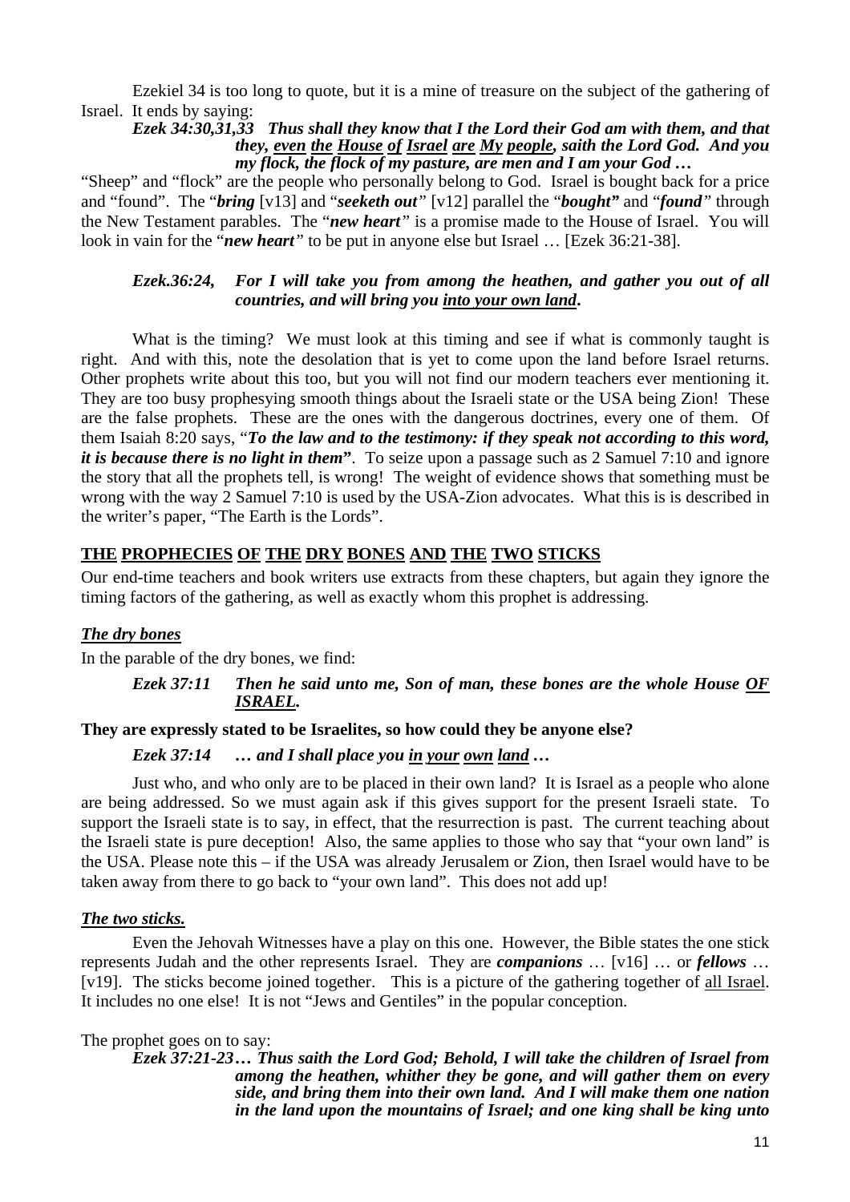Ezekiel 34 is too long to quote, but it is a mine of treasure on the subject of the gathering of Israel. It ends by saying:

> ***Ezek 34:30,31,33 Thus shall they know that I the Lord their God am with them, and that they, <u>even the House of Israel are My people</u>, saith the Lord God. And you my flock, the flock of my pasture, are men and I am your God …***

"Sheep" and "flock" are the people who personally belong to God. Israel is bought back for a price and "found". The "***bring***" [v13] and "***seeketh out***" [v12] parallel the "***bought***" and "***found***" through the New Testament parables. The "***new heart***" is a promise made to the House of Israel. You will look in vain for the "***new heart***" to be put in anyone else but Israel … [Ezek 36:21-38].

> ***Ezek.36:24, For I will take you from among the heathen, and gather you out of all countries, and will bring you <u>into your own land</u>.***

What is the timing? We must look at this timing and see if what is commonly taught is right. And with this, note the desolation that is yet to come upon the land before Israel returns. Other prophets write about this too, but you will not find our modern teachers ever mentioning it. They are too busy prophesying smooth things about the Israeli state or the USA being Zion! These are the false prophets. These are the ones with the dangerous doctrines, every one of them. Of them Isaiah 8:20 says, "***To the law and to the testimony: if they speak not according to this word, it is because there is no light in them***". To seize upon a passage such as 2 Samuel 7:10 and ignore the story that all the prophets tell, is wrong! The weight of evidence shows that something must be wrong with the way 2 Samuel 7:10 is used by the USA-Zion advocates. What this is is described in the writer's paper, "The Earth is the Lords".

## <u>THE PROPHECIES OF THE DRY BONES AND THE TWO STICKS</u>

Our end-time teachers and book writers use extracts from these chapters, but again they ignore the timing factors of the gathering, as well as exactly whom this prophet is addressing.

### <u>*The dry bones*</u>

In the parable of the dry bones, we find:

> ***Ezek 37:11 Then he said unto me, Son of man, these bones are the whole House <u>OF ISRAEL</u>.***

**They are expressly stated to be Israelites, so how could they be anyone else?**

> ***Ezek 37:14 … and I shall place you <u>in your own land</u> …***

Just who, and who only are to be placed in their own land? It is Israel as a people who alone are being addressed. So we must again ask if this gives support for the present Israeli state. To support the Israeli state is to say, in effect, that the resurrection is past. The current teaching about the Israeli state is pure deception! Also, the same applies to those who say that "your own land" is the USA. Please note this – if the USA was already Jerusalem or Zion, then Israel would have to be taken away from there to go back to "your own land". This does not add up!

### <u>*The two sticks.*</u>

Even the Jehovah Witnesses have a play on this one. However, the Bible states the one stick represents Judah and the other represents Israel. They are ***companions*** … [v16] … or ***fellows*** … [v19]. The sticks become joined together. This is a picture of the gathering together of <u>all Israel</u>. It includes no one else! It is not "Jews and Gentiles" in the popular conception.

The prophet goes on to say:

> ***Ezek 37:21-23… Thus saith the Lord God; Behold, I will take the children of Israel from among the heathen, whither they be gone, and will gather them on every side, and bring them into their own land. And I will make them one nation in the land upon the mountains of Israel; and one king shall be king unto***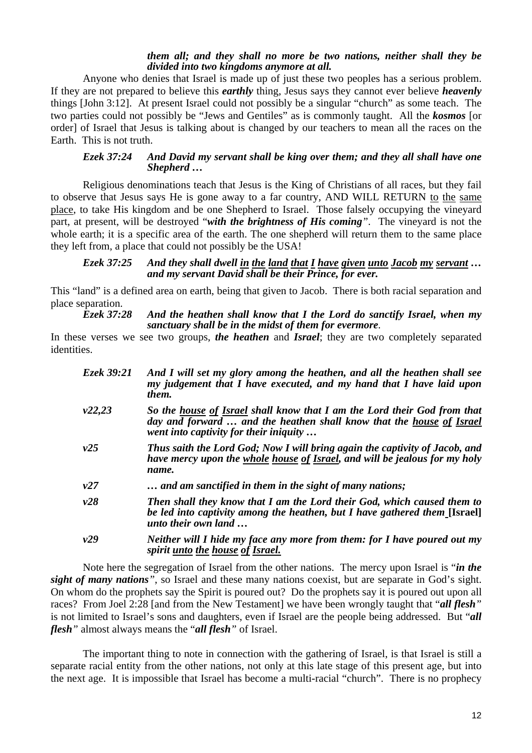***them all; and they shall no more be two nations, neither shall they be divided into two kingdoms anymore at all.***

Anyone who denies that Israel is made up of just these two peoples has a serious problem. If they are not prepared to believe this ***earthly*** thing, Jesus says they cannot ever believe ***heavenly*** things [John 3:12]. At present Israel could not possibly be a singular "church" as some teach. The two parties could not possibly be "Jews and Gentiles" as is commonly taught. All the ***kosmos*** [or order] of Israel that Jesus is talking about is changed by our teachers to mean all the races on the Earth. This is not truth.

***Ezek 37:24 And David my servant shall be king over them; and they all shall have one Shepherd …***

Religious denominations teach that Jesus is the King of Christians of all races, but they fail to observe that Jesus says He is gone away to a far country, AND WILL RETURN <u>to</u> <u>the</u> <u>same</u> <u>place</u>, to take His kingdom and be one Shepherd to Israel. Those falsely occupying the vineyard part, at present, will be destroyed "***with the brightness of His coming***". The vineyard is not the whole earth; it is a specific area of the earth. The one shepherd will return them to the same place they left from, a place that could not possibly be the USA!

***Ezek 37:25 And they shall dwell <u>in</u> <u>the</u> <u>land</u> <u>that</u> <u>I</u> <u>have</u> <u>given</u> <u>unto</u> <u>Jacob</u> <u>my</u> <u>servant</u> … and my servant David shall be their Prince, for ever.***

This "land" is a defined area on earth, being that given to Jacob. There is both racial separation and place separation.

***Ezek 37:28 And the heathen shall know that I the Lord do sanctify Israel, when my sanctuary shall be in the midst of them for evermore.***

In these verses we see two groups, ***the heathen*** and ***Israel***; they are two completely separated identities.

***Ezek 39:21 And I will set my glory among the heathen, and all the heathen shall see my judgement that I have executed, and my hand that I have laid upon them.***

***v22,23 So the <u>house</u> <u>of</u> <u>Israel</u> shall know that I am the Lord their God from that day and forward … and the heathen shall know that the <u>house</u> <u>of</u> <u>Israel</u> went into captivity for their iniquity …***

***v25 Thus saith the Lord God; Now I will bring again the captivity of Jacob, and have mercy upon the <u>whole</u> <u>house</u> <u>of</u> <u>Israel</u>, and will be jealous for my holy name.***

***v27 … and am sanctified in them in the sight of many nations;***

***v28 Then shall they know that I am the Lord their God, which caused them to be led into captivity among the heathen, but I have gathered them* [Israel] *unto their own land …***

***v29 Neither will I hide my face any more from them: for I have poured out my spirit <u>unto</u> <u>the</u> <u>house</u> <u>of</u> <u>Israel.</u>***

Note here the segregation of Israel from the other nations. The mercy upon Israel is "***in the sight of many nations***", so Israel and these many nations coexist, but are separate in God's sight. On whom do the prophets say the Spirit is poured out? Do the prophets say it is poured out upon all races? From Joel 2:28 [and from the New Testament] we have been wrongly taught that "***all flesh***" is not limited to Israel's sons and daughters, even if Israel are the people being addressed. But "***all flesh***" almost always means the "***all flesh***" of Israel.

The important thing to note in connection with the gathering of Israel, is that Israel is still a separate racial entity from the other nations, not only at this late stage of this present age, but into the next age. It is impossible that Israel has become a multi-racial "church". There is no prophecy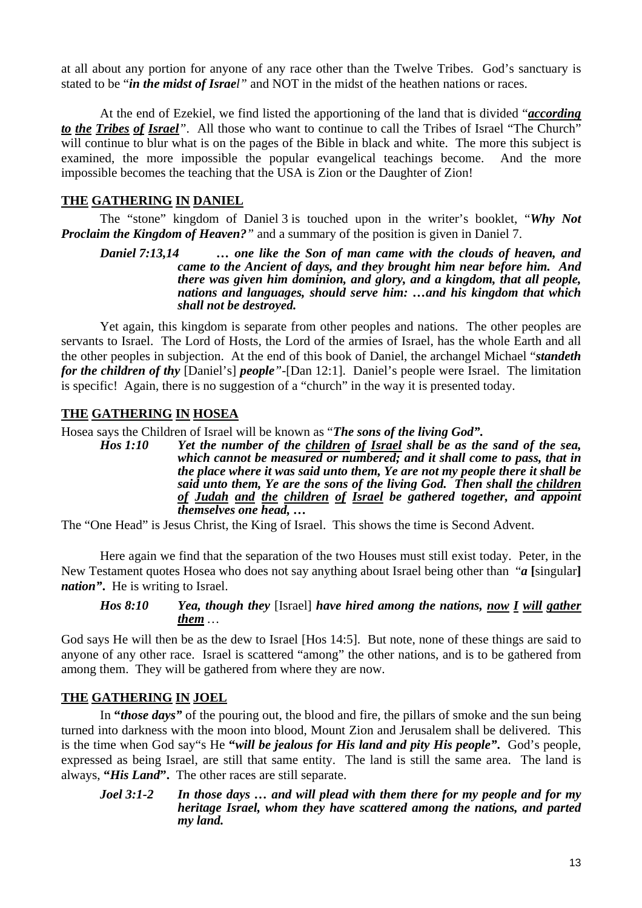at all about any portion for anyone of any race other than the Twelve Tribes. God's sanctuary is stated to be "*in the midst of Israel*" and NOT in the midst of the heathen nations or races.

At the end of Ezekiel, we find listed the apportioning of the land that is divided "***according to the Tribes of Israel***". All those who want to continue to call the Tribes of Israel "The Church" will continue to blur what is on the pages of the Bible in black and white. The more this subject is examined, the more impossible the popular evangelical teachings become. And the more impossible becomes the teaching that the USA is Zion or the Daughter of Zion!

## THE GATHERING IN DANIEL

The "stone" kingdom of Daniel 3 is touched upon in the writer's booklet, "*Why Not Proclaim the Kingdom of Heaven?*" and a summary of the position is given in Daniel 7.

> ***Daniel 7:13,14*** ***… one like the Son of man came with the clouds of heaven, and came to the Ancient of days, and they brought him near before him. And there was given him dominion, and glory, and a kingdom, that all people, nations and languages, should serve him: …and his kingdom that which shall not be destroyed.***

Yet again, this kingdom is separate from other peoples and nations. The other peoples are servants to Israel. The Lord of Hosts, the Lord of the armies of Israel, has the whole Earth and all the other peoples in subjection. At the end of this book of Daniel, the archangel Michael "***standeth for the children of thy*** [Daniel's] ***people***"-[Dan 12:1]. Daniel's people were Israel. The limitation is specific! Again, there is no suggestion of a "church" in the way it is presented today.

## THE GATHERING IN HOSEA

Hosea says the Children of Israel will be known as "***The sons of the living God***".

> ***Hos 1:10*** ***Yet the number of the children of Israel shall be as the sand of the sea, which cannot be measured or numbered; and it shall come to pass, that in the place where it was said unto them, Ye are not my people there it shall be said unto them, Ye are the sons of the living God. Then shall the children of Judah and the children of Israel be gathered together, and appoint themselves one head, …***

The "One Head" is Jesus Christ, the King of Israel. This shows the time is Second Advent.

Here again we find that the separation of the two Houses must still exist today. Peter, in the New Testament quotes Hosea who does not say anything about Israel being other than "***a*** **[**singular**]** ***nation***". He is writing to Israel.

> ***Hos 8:10*** ***Yea, though they*** [Israel] ***have hired among the nations, now I will gather them*** …

God says He will then be as the dew to Israel [Hos 14:5]. But note, none of these things are said to anyone of any other race. Israel is scattered "among" the other nations, and is to be gathered from among them. They will be gathered from where they are now.

## THE GATHERING IN JOEL

In **"*those days*"** of the pouring out, the blood and fire, the pillars of smoke and the sun being turned into darkness with the moon into blood, Mount Zion and Jerusalem shall be delivered. This is the time when God say"s He **"*will be jealous for His land and pity His people*".** God's people, expressed as being Israel, are still that same entity. The land is still the same area. The land is always, **"*His Land*".** The other races are still separate.

> ***Joel 3:1-2*** ***In those days … and will plead with them there for my people and for my heritage Israel, whom they have scattered among the nations, and parted my land.***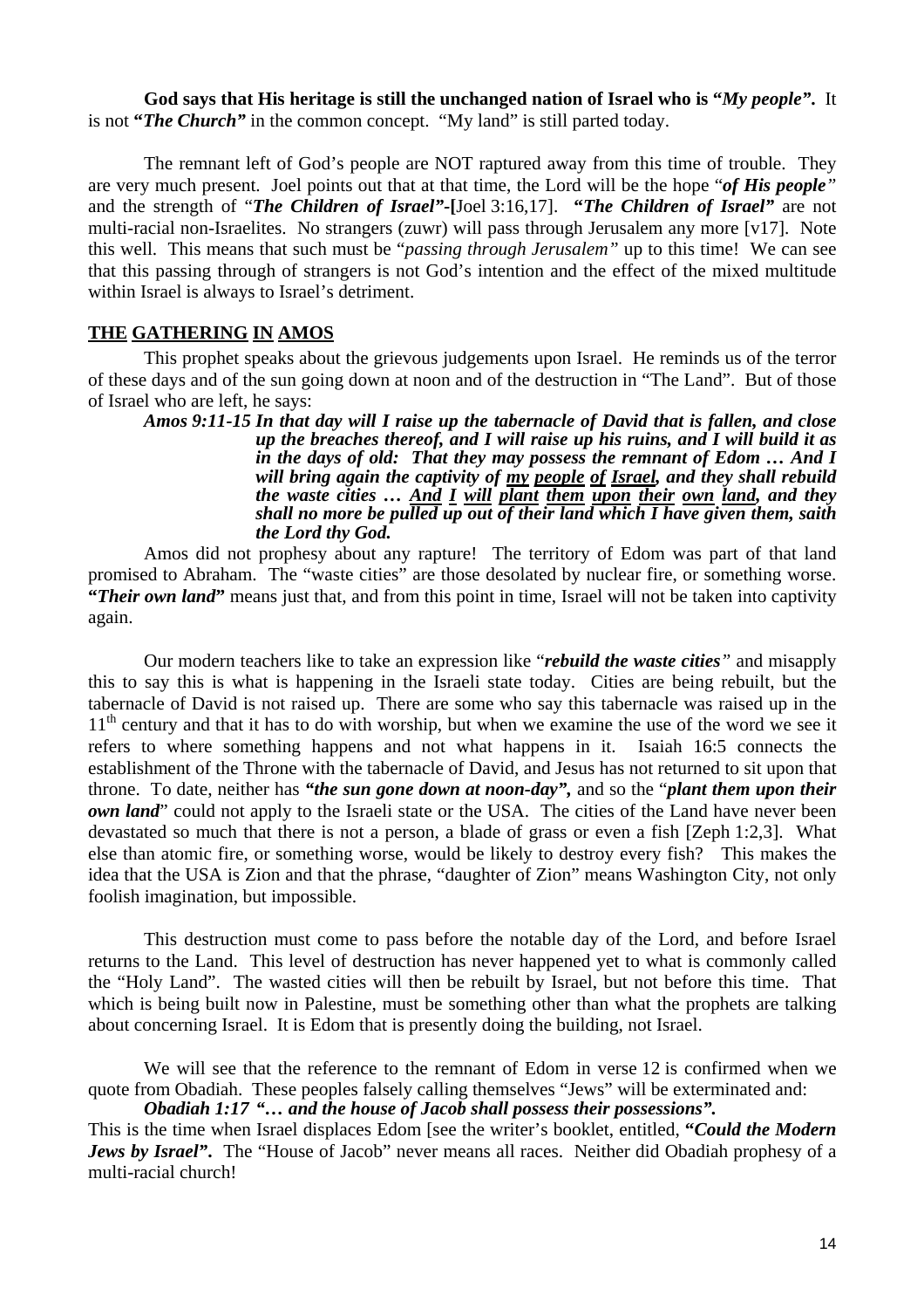**God says that His heritage is still the unchanged nation of Israel who is "*My people*".** It is not **"*The Church*"** in the common concept. "My land" is still parted today.

The remnant left of God's people are NOT raptured away from this time of trouble. They are very much present. Joel points out that at that time, the Lord will be the hope "*of His people*" and the strength of "*The Children of Israel*"-[Joel 3:16,17]. **"*The Children of Israel*"** are not multi-racial non-Israelites. No strangers (zuwr) will pass through Jerusalem any more [v17]. Note this well. This means that such must be "*passing through Jerusalem*" up to this time! We can see that this passing through of strangers is not God's intention and the effect of the mixed multitude within Israel is always to Israel's detriment.

## THE GATHERING IN AMOS

This prophet speaks about the grievous judgements upon Israel. He reminds us of the terror of these days and of the sun going down at noon and of the destruction in "The Land". But of those of Israel who are left, he says:

> ***Amos 9:11-15 In that day will I raise up the tabernacle of David that is fallen, and close up the breaches thereof, and I will raise up his ruins, and I will build it as in the days of old: That they may possess the remnant of Edom … And I will bring again the captivity of my people of Israel, and they shall rebuild the waste cities … And I will plant them upon their own land, and they shall no more be pulled up out of their land which I have given them, saith the Lord thy God.***

Amos did not prophesy about any rapture! The territory of Edom was part of that land promised to Abraham. The "waste cities" are those desolated by nuclear fire, or something worse. **"*Their own land*"** means just that, and from this point in time, Israel will not be taken into captivity again.

Our modern teachers like to take an expression like "***rebuild the waste cities***" and misapply this to say this is what is happening in the Israeli state today. Cities are being rebuilt, but the tabernacle of David is not raised up. There are some who say this tabernacle was raised up in the 11th century and that it has to do with worship, but when we examine the use of the word we see it refers to where something happens and not what happens in it. Isaiah 16:5 connects the establishment of the Throne with the tabernacle of David, and Jesus has not returned to sit upon that throne. To date, neither has ***"the sun gone down at noon-day",*** and so the "***plant them upon their own land***" could not apply to the Israeli state or the USA. The cities of the Land have never been devastated so much that there is not a person, a blade of grass or even a fish [Zeph 1:2,3]. What else than atomic fire, or something worse, would be likely to destroy every fish? This makes the idea that the USA is Zion and that the phrase, "daughter of Zion" means Washington City, not only foolish imagination, but impossible.

This destruction must come to pass before the notable day of the Lord, and before Israel returns to the Land. This level of destruction has never happened yet to what is commonly called the "Holy Land". The wasted cities will then be rebuilt by Israel, but not before this time. That which is being built now in Palestine, must be something other than what the prophets are talking about concerning Israel. It is Edom that is presently doing the building, not Israel.

We will see that the reference to the remnant of Edom in verse 12 is confirmed when we quote from Obadiah. These peoples falsely calling themselves "Jews" will be exterminated and:

> ***Obadiah 1:17 "… and the house of Jacob shall possess their possessions".***

This is the time when Israel displaces Edom [see the writer's booklet, entitled, **"*Could the Modern Jews by Israel*".** The "House of Jacob" never means all races. Neither did Obadiah prophesy of a multi-racial church!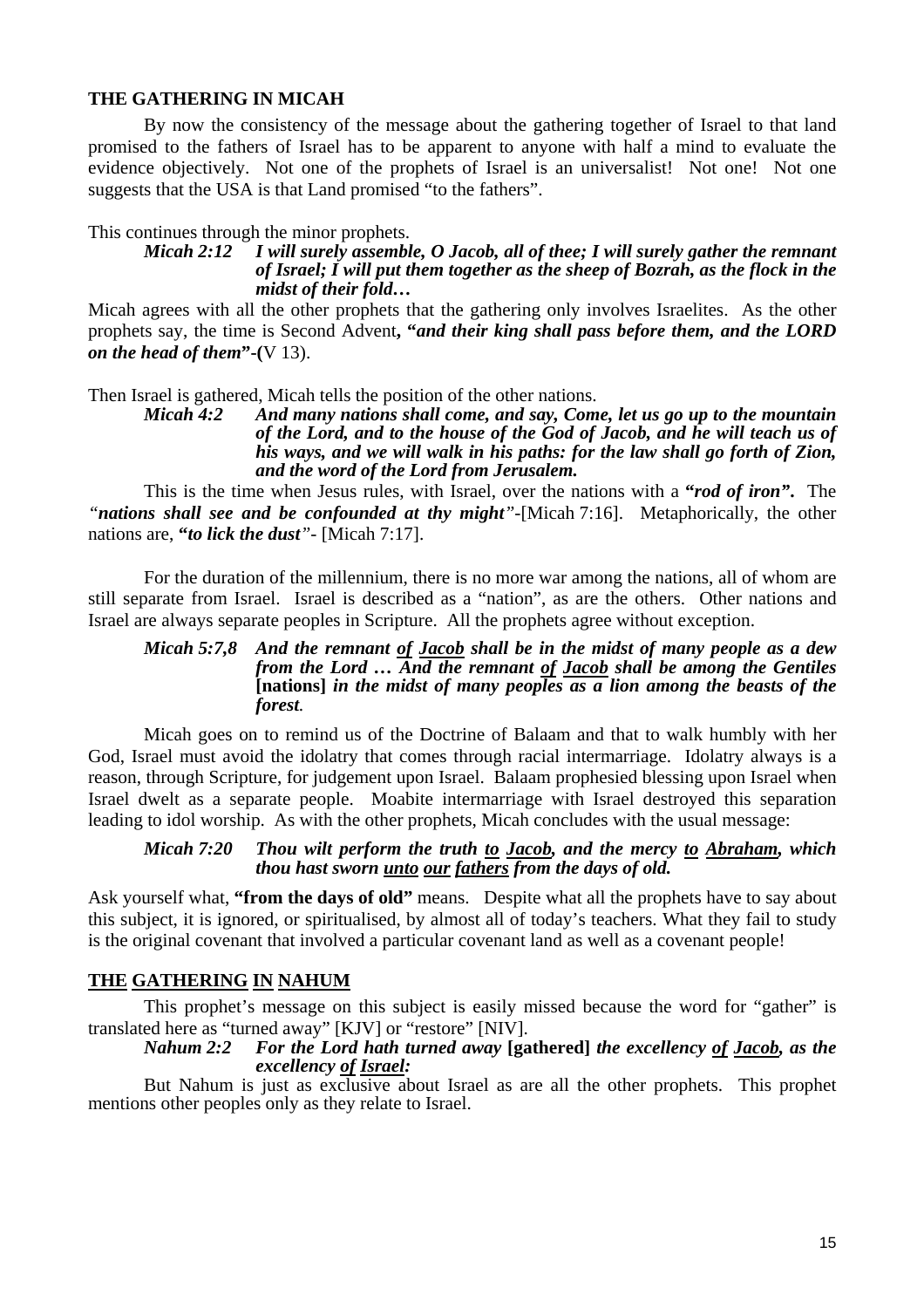**THE GATHERING IN MICAH**

By now the consistency of the message about the gathering together of Israel to that land promised to the fathers of Israel has to be apparent to anyone with half a mind to evaluate the evidence objectively. Not one of the prophets of Israel is an universalist! Not one! Not one suggests that the USA is that Land promised "to the fathers".

This continues through the minor prophets.

> ***Micah 2:12*** ***I will surely assemble, O Jacob, all of thee; I will surely gather the remnant of Israel; I will put them together as the sheep of Bozrah, as the flock in the midst of their fold…***

Micah agrees with all the other prophets that the gathering only involves Israelites. As the other prophets say, the time is Second Advent**, "*and their king shall pass before them, and the LORD on the head of them*"-(**V 13).

Then Israel is gathered, Micah tells the position of the other nations.

> ***Micah 4:2*** ***And many nations shall come, and say, Come, let us go up to the mountain of the Lord, and to the house of the God of Jacob, and he will teach us of his ways, and we will walk in his paths: for the law shall go forth of Zion, and the word of the Lord from Jerusalem.***

This is the time when Jesus rules, with Israel, over the nations with a **"*rod of iron*".** The *"**nations shall see and be confounded at thy might**"*-[Micah 7:16]. Metaphorically, the other nations are, **"*to lick the dust*"**- [Micah 7:17].

For the duration of the millennium, there is no more war among the nations, all of whom are still separate from Israel. Israel is described as a "nation", as are the others. Other nations and Israel are always separate peoples in Scripture. All the prophets agree without exception.

> ***Micah 5:7,8*** ***And the remnant <u>of</u> <u>Jacob</u> shall be in the midst of many people as a dew from the Lord … And the remnant <u>of</u> <u>Jacob</u> shall be among the Gentiles*** **[nations]** ***in the midst of many peoples as a lion among the beasts of the forest.***

Micah goes on to remind us of the Doctrine of Balaam and that to walk humbly with her God, Israel must avoid the idolatry that comes through racial intermarriage. Idolatry always is a reason, through Scripture, for judgement upon Israel. Balaam prophesied blessing upon Israel when Israel dwelt as a separate people. Moabite intermarriage with Israel destroyed this separation leading to idol worship. As with the other prophets, Micah concludes with the usual message:

> ***Micah 7:20*** ***Thou wilt perform the truth <u>to</u> <u>Jacob</u>, and the mercy <u>to</u> <u>Abraham</u>, which thou hast sworn <u>unto</u> <u>our</u> <u>fathers</u> from the days of old.***

Ask yourself what, **"from the days of old"** means. Despite what all the prophets have to say about this subject, it is ignored, or spiritualised, by almost all of today's teachers. What they fail to study is the original covenant that involved a particular covenant land as well as a covenant people!

**<u>THE</u> <u>GATHERING</u> <u>IN</u> <u>NAHUM</u>**

This prophet's message on this subject is easily missed because the word for "gather" is translated here as "turned away" [KJV] or "restore" [NIV].

> ***Nahum 2:2*** ***For the Lord hath turned away*** **[gathered]** ***the excellency <u>of</u> <u>Jacob</u>, as the excellency <u>of</u> <u>Israel</u>:***

But Nahum is just as exclusive about Israel as are all the other prophets. This prophet mentions other peoples only as they relate to Israel.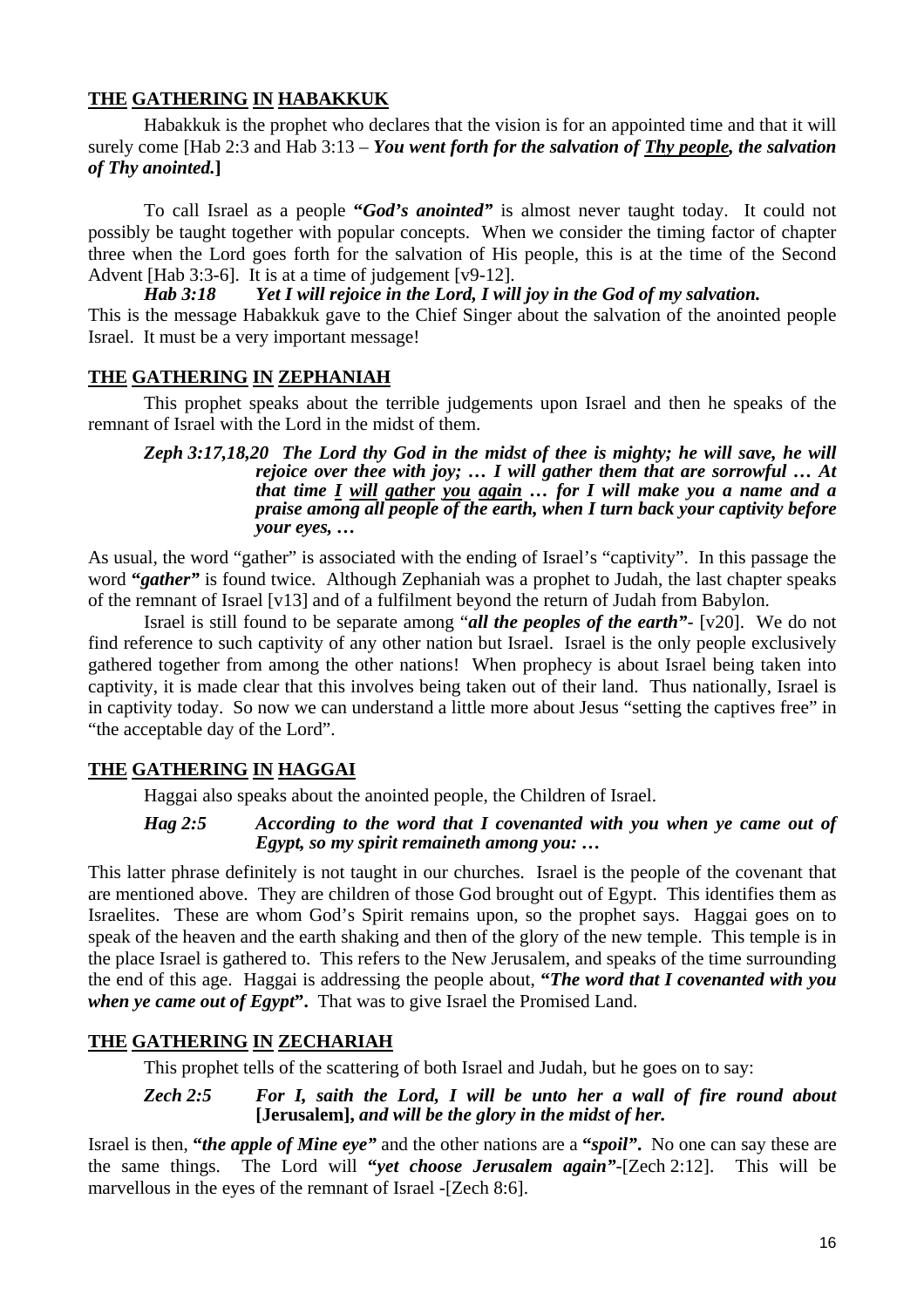## **THE GATHERING IN HABAKKUK**

Habakkuk is the prophet who declares that the vision is for an appointed time and that it will surely come [Hab 2:3 and Hab 3:13 – ***You went forth for the salvation of Thy people, the salvation of Thy anointed.*]**

To call Israel as a people ***"God's anointed"*** is almost never taught today. It could not possibly be taught together with popular concepts. When we consider the timing factor of chapter three when the Lord goes forth for the salvation of His people, this is at the time of the Second Advent [Hab 3:3-6]. It is at a time of judgement [v9-12].

***Hab 3:18 Yet I will rejoice in the Lord, I will joy in the God of my salvation.***

This is the message Habakkuk gave to the Chief Singer about the salvation of the anointed people Israel. It must be a very important message!

## **THE GATHERING IN ZEPHANIAH**

This prophet speaks about the terrible judgements upon Israel and then he speaks of the remnant of Israel with the Lord in the midst of them.

> ***Zeph 3:17,18,20 The Lord thy God in the midst of thee is mighty; he will save, he will rejoice over thee with joy; … I will gather them that are sorrowful … At that time <u>I will gather you again</u> … for I will make you a name and a praise among all people of the earth, when I turn back your captivity before your eyes, …***

As usual, the word "gather" is associated with the ending of Israel's "captivity". In this passage the word ***"gather"*** is found twice. Although Zephaniah was a prophet to Judah, the last chapter speaks of the remnant of Israel [v13] and of a fulfilment beyond the return of Judah from Babylon.

Israel is still found to be separate among "***all the peoples of the earth"***- [v20]. We do not find reference to such captivity of any other nation but Israel. Israel is the only people exclusively gathered together from among the other nations! When prophecy is about Israel being taken into captivity, it is made clear that this involves being taken out of their land. Thus nationally, Israel is in captivity today. So now we can understand a little more about Jesus "setting the captives free" in "the acceptable day of the Lord".

## **THE GATHERING IN HAGGAI**

Haggai also speaks about the anointed people, the Children of Israel.

> ***Hag 2:5 According to the word that I covenanted with you when ye came out of Egypt, so my spirit remaineth among you: …***

This latter phrase definitely is not taught in our churches. Israel is the people of the covenant that are mentioned above. They are children of those God brought out of Egypt. This identifies them as Israelites. These are whom God's Spirit remains upon, so the prophet says. Haggai goes on to speak of the heaven and the earth shaking and then of the glory of the new temple. This temple is in the place Israel is gathered to. This refers to the New Jerusalem, and speaks of the time surrounding the end of this age. Haggai is addressing the people about, **"*The word that I covenanted with you when ye came out of Egypt*".** That was to give Israel the Promised Land.

## **THE GATHERING IN ZECHARIAH**

This prophet tells of the scattering of both Israel and Judah, but he goes on to say:

> ***Zech 2:5 For I, saith the Lord, I will be unto her a wall of fire round about* [Jerusalem]*, and will be the glory in the midst of her.***

Israel is then, ***"the apple of Mine eye"*** and the other nations are a **"*spoil*".** No one can say these are the same things. The Lord will ***"yet choose Jerusalem again"***-[Zech 2:12]. This will be marvellous in the eyes of the remnant of Israel -[Zech 8:6].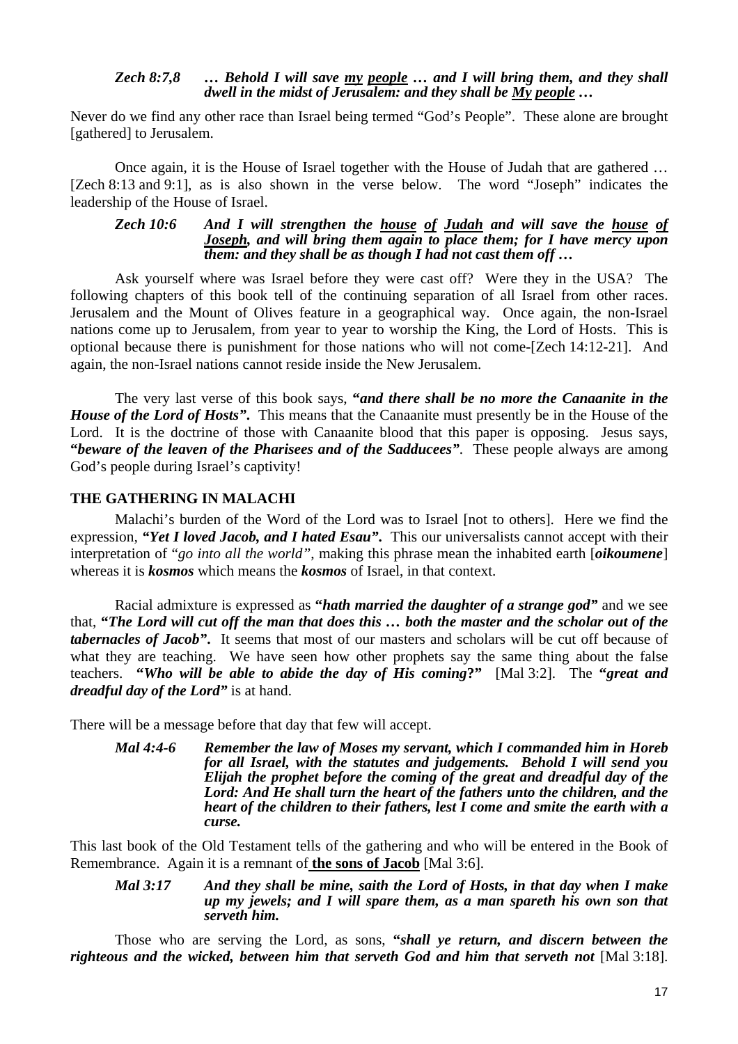***Zech 8:7,8 … Behold I will save <u>my</u> <u>people</u> … and I will bring them, and they shall dwell in the midst of Jerusalem: and they shall be <u>My</u> <u>people</u> …***

Never do we find any other race than Israel being termed "God's People". These alone are brought [gathered] to Jerusalem.

Once again, it is the House of Israel together with the House of Judah that are gathered … [Zech 8:13 and 9:1], as is also shown in the verse below. The word "Joseph" indicates the leadership of the House of Israel.

***Zech 10:6 And I will strengthen the <u>house</u> <u>of</u> <u>Judah</u> and will save the <u>house</u> <u>of</u> <u>Joseph</u>, and will bring them again to place them; for I have mercy upon them: and they shall be as though I had not cast them off …***

Ask yourself where was Israel before they were cast off? Were they in the USA? The following chapters of this book tell of the continuing separation of all Israel from other races. Jerusalem and the Mount of Olives feature in a geographical way. Once again, the non-Israel nations come up to Jerusalem, from year to year to worship the King, the Lord of Hosts. This is optional because there is punishment for those nations who will not come-[Zech 14:12-21]. And again, the non-Israel nations cannot reside inside the New Jerusalem.

The very last verse of this book says, ***"and there shall be no more the Canaanite in the House of the Lord of Hosts".*** This means that the Canaanite must presently be in the House of the Lord. It is the doctrine of those with Canaanite blood that this paper is opposing. Jesus says, ***"beware of the leaven of the Pharisees and of the Sadducees"***. These people always are among God's people during Israel's captivity!

**THE GATHERING IN MALACHI**

Malachi's burden of the Word of the Lord was to Israel [not to others]. Here we find the expression, ***"Yet I loved Jacob, and I hated Esau".*** This our universalists cannot accept with their interpretation of "*go into all the world"*, making this phrase mean the inhabited earth [***oikoumene***] whereas it is ***kosmos*** which means the ***kosmos*** of Israel, in that context.

Racial admixture is expressed as ***"hath married the daughter of a strange god"*** and we see that, ***"The Lord will cut off the man that does this … both the master and the scholar out of the tabernacles of Jacob".*** It seems that most of our masters and scholars will be cut off because of what they are teaching. We have seen how other prophets say the same thing about the false teachers. ***"Who will be able to abide the day of His coming?"*** [Mal 3:2]. The ***"great and dreadful day of the Lord"*** is at hand.

There will be a message before that day that few will accept.

***Mal 4:4-6 Remember the law of Moses my servant, which I commanded him in Horeb for all Israel, with the statutes and judgements. Behold I will send you Elijah the prophet before the coming of the great and dreadful day of the Lord: And He shall turn the heart of the fathers unto the children, and the heart of the children to their fathers, lest I come and smite the earth with a curse.***

This last book of the Old Testament tells of the gathering and who will be entered in the Book of Remembrance. Again it is a remnant of **<u>the sons of Jacob</u>** [Mal 3:6].

***Mal 3:17 And they shall be mine, saith the Lord of Hosts, in that day when I make up my jewels; and I will spare them, as a man spareth his own son that serveth him.***

Those who are serving the Lord, as sons, ***"shall ye return, and discern between the righteous and the wicked, between him that serveth God and him that serveth not*** [Mal 3:18].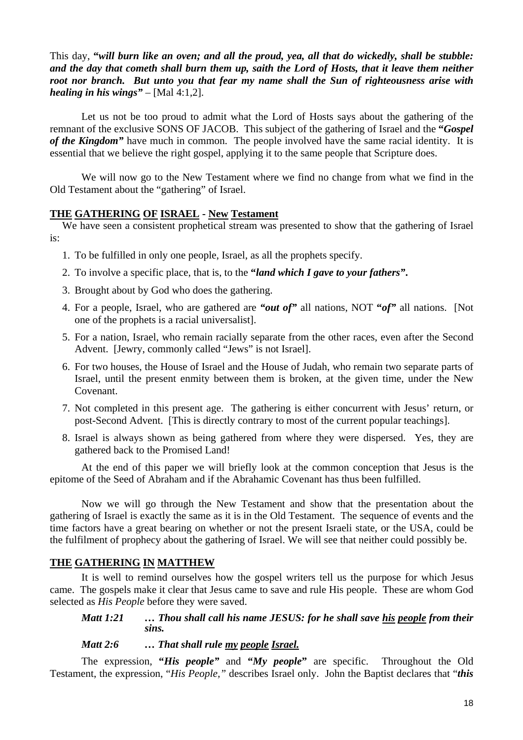This day, ***"will burn like an oven; and all the proud, yea, all that do wickedly, shall be stubble: and the day that cometh shall burn them up, saith the Lord of Hosts, that it leave them neither root nor branch. But unto you that fear my name shall the Sun of righteousness arise with healing in his wings"*** – [Mal 4:1,2].

Let us not be too proud to admit what the Lord of Hosts says about the gathering of the remnant of the exclusive SONS OF JACOB. This subject of the gathering of Israel and the ***"Gospel of the Kingdom"*** have much in common. The people involved have the same racial identity. It is essential that we believe the right gospel, applying it to the same people that Scripture does.

We will now go to the New Testament where we find no change from what we find in the Old Testament about the "gathering" of Israel.

## THE GATHERING OF ISRAEL - New Testament

We have seen a consistent prophetical stream was presented to show that the gathering of Israel is:

1. To be fulfilled in only one people, Israel, as all the prophets specify.
2. To involve a specific place, that is, to the ***"land which I gave to your fathers".***
3. Brought about by God who does the gathering.
4. For a people, Israel, who are gathered are ***"out of"*** all nations, NOT ***"of"*** all nations. [Not one of the prophets is a racial universalist].
5. For a nation, Israel, who remain racially separate from the other races, even after the Second Advent. [Jewry, commonly called "Jews" is not Israel].
6. For two houses, the House of Israel and the House of Judah, who remain two separate parts of Israel, until the present enmity between them is broken, at the given time, under the New Covenant.
7. Not completed in this present age. The gathering is either concurrent with Jesus' return, or post-Second Advent. [This is directly contrary to most of the current popular teachings].
8. Israel is always shown as being gathered from where they were dispersed. Yes, they are gathered back to the Promised Land!

At the end of this paper we will briefly look at the common conception that Jesus is the epitome of the Seed of Abraham and if the Abrahamic Covenant has thus been fulfilled.

Now we will go through the New Testament and show that the presentation about the gathering of Israel is exactly the same as it is in the Old Testament. The sequence of events and the time factors have a great bearing on whether or not the present Israeli state, or the USA, could be the fulfilment of prophecy about the gathering of Israel. We will see that neither could possibly be.

## THE GATHERING IN MATTHEW

It is well to remind ourselves how the gospel writers tell us the purpose for which Jesus came. The gospels make it clear that Jesus came to save and rule His people. These are whom God selected as *His People* before they were saved.

***Matt 1:21 … Thou shall call his name JESUS: for he shall save <u>his people</u> from their sins.***

***Matt 2:6 … That shall rule <u>my people Israel.</u>***

The expression, ***"His people"*** and ***"My people"*** are specific. Throughout the Old Testament, the expression, "*His People,"* describes Israel only. John the Baptist declares that "***this***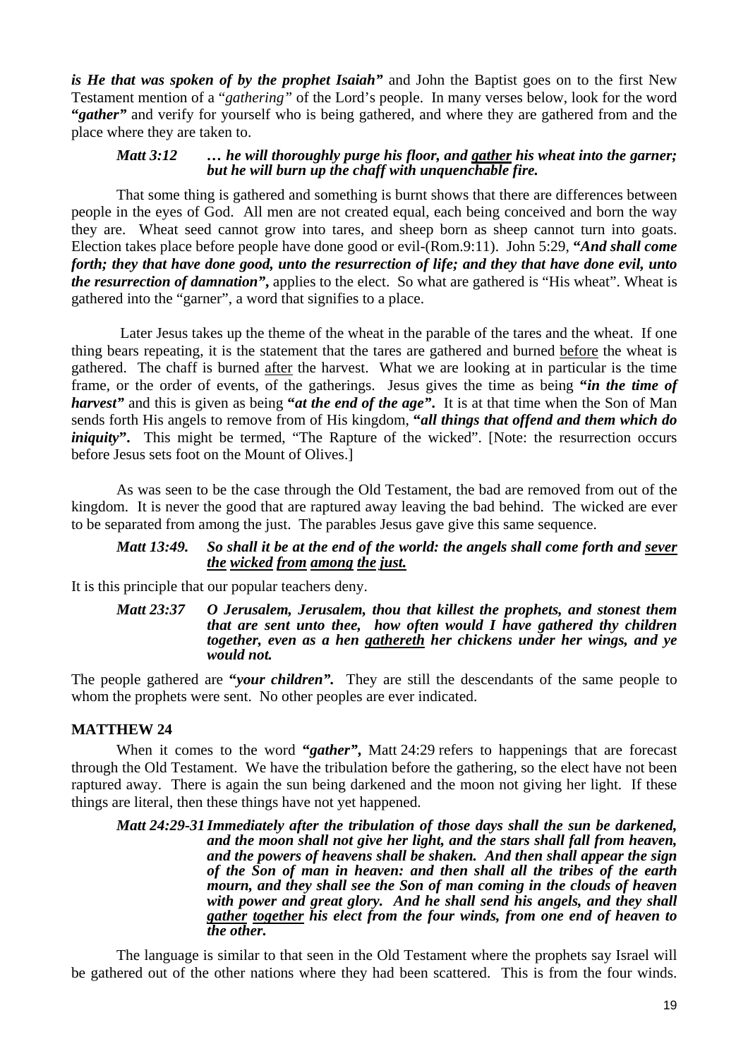***is He that was spoken of by the prophet Isaiah"*** and John the Baptist goes on to the first New Testament mention of a "*gathering"* of the Lord's people. In many verses below, look for the word ***"gather"*** and verify for yourself who is being gathered, and where they are gathered from and the place where they are taken to.

> ***Matt 3:12 … he will thoroughly purge his floor, and <u>gather</u> his wheat into the garner; but he will burn up the chaff with unquenchable fire.***

That some thing is gathered and something is burnt shows that there are differences between people in the eyes of God. All men are not created equal, each being conceived and born the way they are. Wheat seed cannot grow into tares, and sheep born as sheep cannot turn into goats. Election takes place before people have done good or evil-(Rom.9:11). John 5:29, ***"And shall come forth; they that have done good, unto the resurrection of life; and they that have done evil, unto the resurrection of damnation",*** applies to the elect. So what are gathered is "His wheat". Wheat is gathered into the "garner", a word that signifies to a place.

Later Jesus takes up the theme of the wheat in the parable of the tares and the wheat. If one thing bears repeating, it is the statement that the tares are gathered and burned <u>before</u> the wheat is gathered. The chaff is burned <u>after</u> the harvest. What we are looking at in particular is the time frame, or the order of events, of the gatherings. Jesus gives the time as being ***"in the time of harvest"*** and this is given as being ***"at the end of the age".*** It is at that time when the Son of Man sends forth His angels to remove from of His kingdom, ***"all things that offend and them which do iniquity".*** This might be termed, "The Rapture of the wicked". [Note: the resurrection occurs before Jesus sets foot on the Mount of Olives.]

As was seen to be the case through the Old Testament, the bad are removed from out of the kingdom. It is never the good that are raptured away leaving the bad behind. The wicked are ever to be separated from among the just. The parables Jesus gave give this same sequence.

> ***Matt 13:49. So shall it be at the end of the world: the angels shall come forth and <u>sever the wicked from among the just.</u>***

It is this principle that our popular teachers deny.

> ***Matt 23:37 O Jerusalem, Jerusalem, thou that killest the prophets, and stonest them that are sent unto thee, how often would I have gathered thy children together, even as a hen <u>gathereth</u> her chickens under her wings, and ye would not.***

The people gathered are ***"your children".*** They are still the descendants of the same people to whom the prophets were sent. No other peoples are ever indicated.

**MATTHEW 24**

When it comes to the word ***"gather",*** Matt 24:29 refers to happenings that are forecast through the Old Testament. We have the tribulation before the gathering, so the elect have not been raptured away. There is again the sun being darkened and the moon not giving her light. If these things are literal, then these things have not yet happened.

> ***Matt 24:29-31 Immediately after the tribulation of those days shall the sun be darkened, and the moon shall not give her light, and the stars shall fall from heaven, and the powers of heavens shall be shaken. And then shall appear the sign of the Son of man in heaven: and then shall all the tribes of the earth mourn, and they shall see the Son of man coming in the clouds of heaven with power and great glory. And he shall send his angels, and they shall <u>gather together</u> his elect from the four winds, from one end of heaven to the other.***

The language is similar to that seen in the Old Testament where the prophets say Israel will be gathered out of the other nations where they had been scattered. This is from the four winds.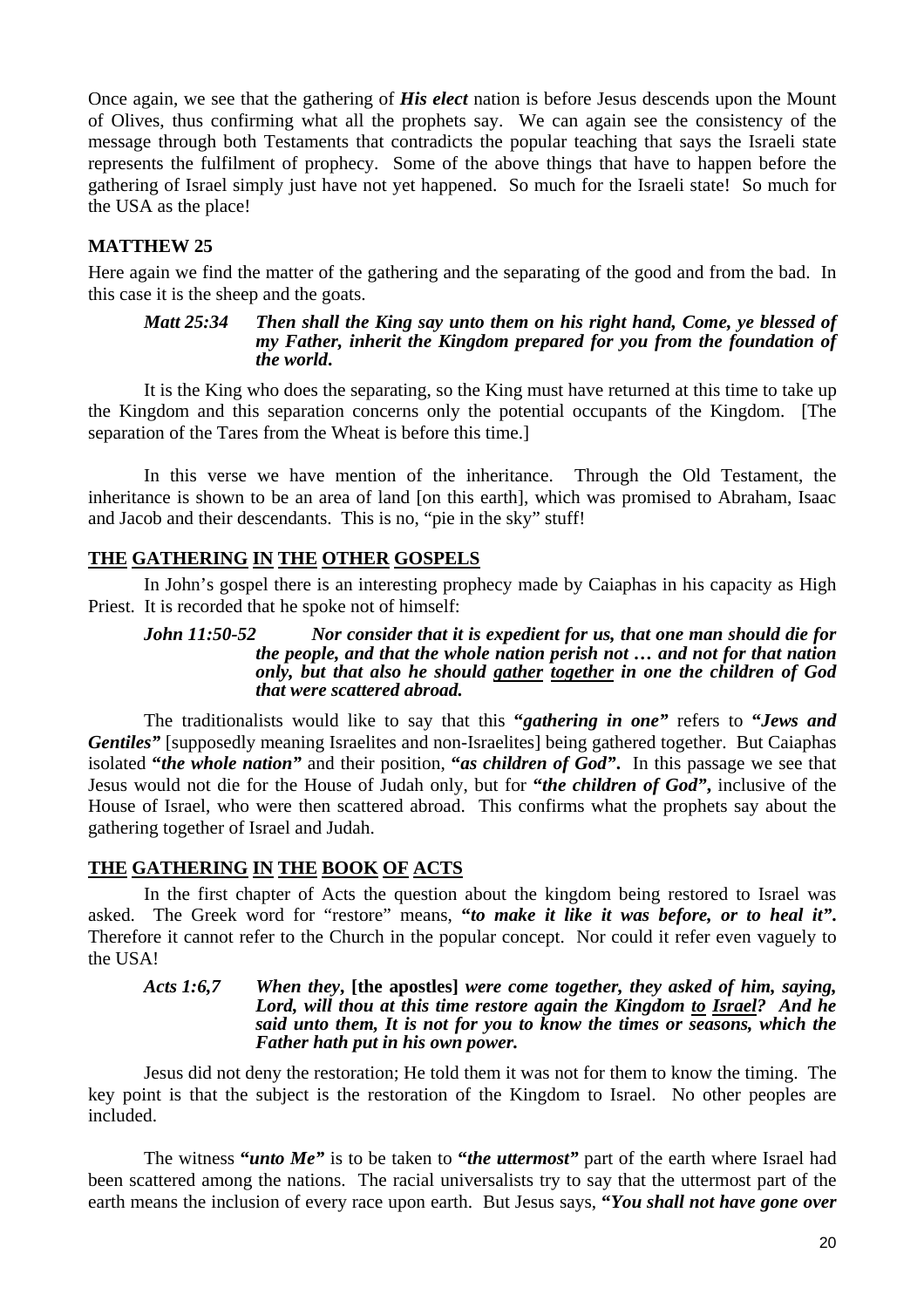Once again, we see that the gathering of ***His elect*** nation is before Jesus descends upon the Mount of Olives, thus confirming what all the prophets say. We can again see the consistency of the message through both Testaments that contradicts the popular teaching that says the Israeli state represents the fulfilment of prophecy. Some of the above things that have to happen before the gathering of Israel simply just have not yet happened. So much for the Israeli state! So much for the USA as the place!

## MATTHEW 25

Here again we find the matter of the gathering and the separating of the good and from the bad. In this case it is the sheep and the goats.

> ***Matt 25:34 Then shall the King say unto them on his right hand, Come, ye blessed of my Father, inherit the Kingdom prepared for you from the foundation of the world.***

It is the King who does the separating, so the King must have returned at this time to take up the Kingdom and this separation concerns only the potential occupants of the Kingdom. [The separation of the Tares from the Wheat is before this time.]

In this verse we have mention of the inheritance. Through the Old Testament, the inheritance is shown to be an area of land [on this earth], which was promised to Abraham, Isaac and Jacob and their descendants. This is no, "pie in the sky" stuff!

## THE GATHERING IN THE OTHER GOSPELS

In John's gospel there is an interesting prophecy made by Caiaphas in his capacity as High Priest. It is recorded that he spoke not of himself:

> ***John 11:50-52 Nor consider that it is expedient for us, that one man should die for the people, and that the whole nation perish not … and not for that nation only, but that also he should gather together in one the children of God that were scattered abroad.***

The traditionalists would like to say that this ***"gathering in one"*** refers to ***"Jews and Gentiles"*** [supposedly meaning Israelites and non-Israelites] being gathered together. But Caiaphas isolated ***"the whole nation"*** and their position, ***"as children of God"***. In this passage we see that Jesus would not die for the House of Judah only, but for ***"the children of God"***, inclusive of the House of Israel, who were then scattered abroad. This confirms what the prophets say about the gathering together of Israel and Judah.

## THE GATHERING IN THE BOOK OF ACTS

In the first chapter of Acts the question about the kingdom being restored to Israel was asked. The Greek word for "restore" means, ***"to make it like it was before, or to heal it"***. Therefore it cannot refer to the Church in the popular concept. Nor could it refer even vaguely to the USA!

> ***Acts 1:6,7 When they, [the apostles] were come together, they asked of him, saying, Lord, will thou at this time restore again the Kingdom to Israel? And he said unto them, It is not for you to know the times or seasons, which the Father hath put in his own power.***

Jesus did not deny the restoration; He told them it was not for them to know the timing. The key point is that the subject is the restoration of the Kingdom to Israel. No other peoples are included.

The witness ***"unto Me"*** is to be taken to ***"the uttermost"*** part of the earth where Israel had been scattered among the nations. The racial universalists try to say that the uttermost part of the earth means the inclusion of every race upon earth. But Jesus says, ***"You shall not have gone over***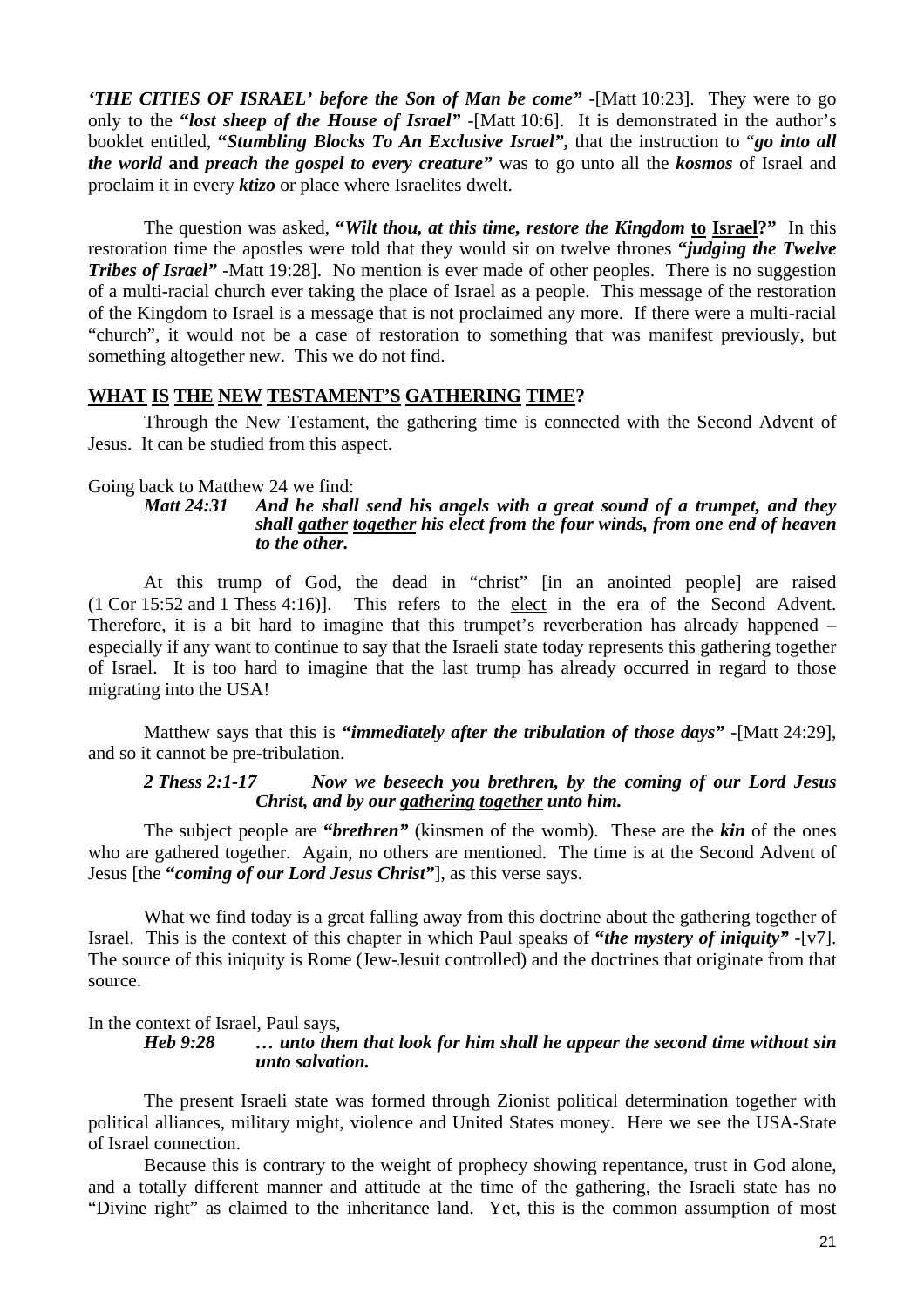***'THE CITIES OF ISRAEL' before the Son of Man be come"*** -[Matt 10:23]. They were to go only to the ***"lost sheep of the House of Israel"*** -[Matt 10:6]. It is demonstrated in the author's booklet entitled, ***"Stumbling Blocks To An Exclusive Israel",*** that the instruction to "***go into all the world* and *preach the gospel to every creature*"** was to go unto all the ***kosmos*** of Israel and proclaim it in every ***ktizo*** or place where Israelites dwelt.

The question was asked, **"*Wilt thou, at this time, restore the Kingdom* <u>to</u> <u>Israel</u>?"** In this restoration time the apostles were told that they would sit on twelve thrones ***"judging the Twelve Tribes of Israel"*** -Matt 19:28]. No mention is ever made of other peoples. There is no suggestion of a multi-racial church ever taking the place of Israel as a people. This message of the restoration of the Kingdom to Israel is a message that is not proclaimed any more. If there were a multi-racial "church", it would not be a case of restoration to something that was manifest previously, but something altogether new. This we do not find.

## <u>WHAT IS THE NEW TESTAMENT'S GATHERING TIME?</u>

Through the New Testament, the gathering time is connected with the Second Advent of Jesus. It can be studied from this aspect.

Going back to Matthew 24 we find:

> ***Matt 24:31*** ***And he shall send his angels with a great sound of a trumpet, and they shall <u>gather</u> <u>together</u> his elect from the four winds, from one end of heaven to the other.***

At this trump of God, the dead in "christ" [in an anointed people] are raised (1 Cor 15:52 and 1 Thess 4:16)]. This refers to the <u>elect</u> in the era of the Second Advent. Therefore, it is a bit hard to imagine that this trumpet's reverberation has already happened – especially if any want to continue to say that the Israeli state today represents this gathering together of Israel. It is too hard to imagine that the last trump has already occurred in regard to those migrating into the USA!

Matthew says that this is ***"immediately after the tribulation of those days"*** -[Matt 24:29], and so it cannot be pre-tribulation.

> ***2 Thess 2:1-17*** ***Now we beseech you brethren, by the coming of our Lord Jesus Christ, and by our <u>gathering</u> <u>together</u> unto him.***

The subject people are ***"brethren"*** (kinsmen of the womb). These are the ***kin*** of the ones who are gathered together. Again, no others are mentioned. The time is at the Second Advent of Jesus [the **"*coming of our Lord Jesus Christ*"**], as this verse says.

What we find today is a great falling away from this doctrine about the gathering together of Israel. This is the context of this chapter in which Paul speaks of **"*the mystery of iniquity*"** -[v7]. The source of this iniquity is Rome (Jew-Jesuit controlled) and the doctrines that originate from that source.

In the context of Israel, Paul says,

> ***Heb 9:28*** ***… unto them that look for him shall he appear the second time without sin unto salvation.***

The present Israeli state was formed through Zionist political determination together with political alliances, military might, violence and United States money. Here we see the USA-State of Israel connection.

Because this is contrary to the weight of prophecy showing repentance, trust in God alone, and a totally different manner and attitude at the time of the gathering, the Israeli state has no "Divine right" as claimed to the inheritance land. Yet, this is the common assumption of most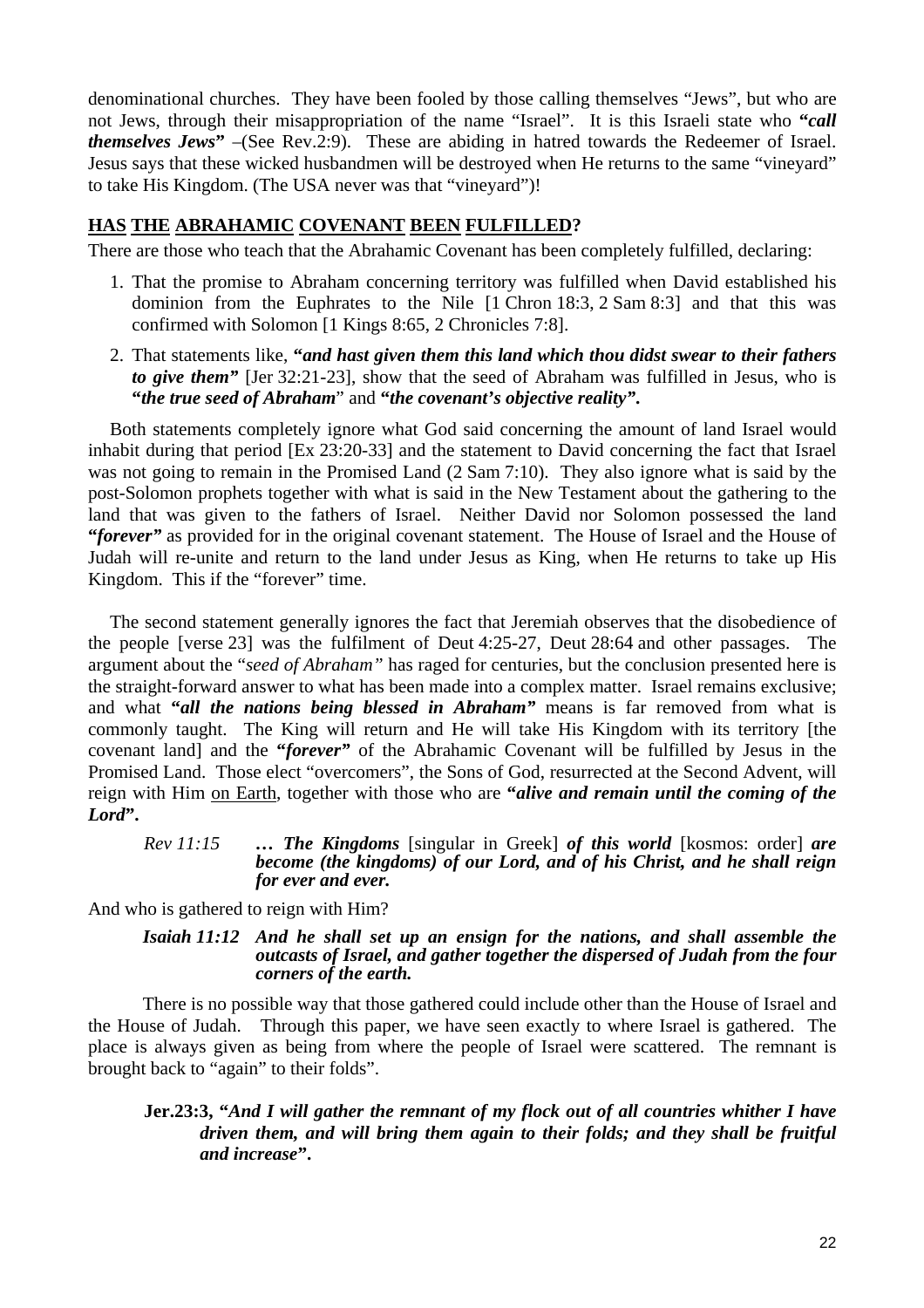denominational churches. They have been fooled by those calling themselves "Jews", but who are not Jews, through their misappropriation of the name "Israel". It is this Israeli state who ***"call themselves Jews"*** –(See Rev.2:9). These are abiding in hatred towards the Redeemer of Israel. Jesus says that these wicked husbandmen will be destroyed when He returns to the same "vineyard" to take His Kingdom. (The USA never was that "vineyard")!

## <u>HAS THE ABRAHAMIC COVENANT BEEN FULFILLED</u>?

There are those who teach that the Abrahamic Covenant has been completely fulfilled, declaring:

1. That the promise to Abraham concerning territory was fulfilled when David established his dominion from the Euphrates to the Nile [1 Chron 18:3, 2 Sam 8:3] and that this was confirmed with Solomon [1 Kings 8:65, 2 Chronicles 7:8].
2. That statements like, ***"and hast given them this land which thou didst swear to their fathers to give them"*** [Jer 32:21-23], show that the seed of Abraham was fulfilled in Jesus, who is ***"the true seed of Abraham"*** and ***"the covenant's objective reality"***.

Both statements completely ignore what God said concerning the amount of land Israel would inhabit during that period [Ex 23:20-33] and the statement to David concerning the fact that Israel was not going to remain in the Promised Land (2 Sam 7:10). They also ignore what is said by the post-Solomon prophets together with what is said in the New Testament about the gathering to the land that was given to the fathers of Israel. Neither David nor Solomon possessed the land ***"forever"*** as provided for in the original covenant statement. The House of Israel and the House of Judah will re-unite and return to the land under Jesus as King, when He returns to take up His Kingdom. This if the "forever" time.

The second statement generally ignores the fact that Jeremiah observes that the disobedience of the people [verse 23] was the fulfilment of Deut 4:25-27, Deut 28:64 and other passages. The argument about the "*seed of Abraham"* has raged for centuries, but the conclusion presented here is the straight-forward answer to what has been made into a complex matter. Israel remains exclusive; and what ***"all the nations being blessed in Abraham"*** means is far removed from what is commonly taught. The King will return and He will take His Kingdom with its territory [the covenant land] and the ***"forever"*** of the Abrahamic Covenant will be fulfilled by Jesus in the Promised Land. Those elect "overcomers", the Sons of God, resurrected at the Second Advent, will reign with Him <u>on Earth</u>, together with those who are ***"alive and remain until the coming of the Lord"***.

> *Rev 11:15* ***… The Kingdoms*** [singular in Greek] ***of this world*** [kosmos: order] ***are become (the kingdoms) of our Lord, and of his Christ, and he shall reign for ever and ever.***

And who is gathered to reign with Him?

> ***Isaiah 11:12 And he shall set up an ensign for the nations, and shall assemble the outcasts of Israel, and gather together the dispersed of Judah from the four corners of the earth.***

There is no possible way that those gathered could include other than the House of Israel and the House of Judah. Through this paper, we have seen exactly to where Israel is gathered. The place is always given as being from where the people of Israel were scattered. The remnant is brought back to "again" to their folds".

> **Jer.23:3, *"And I will gather the remnant of my flock out of all countries whither I have driven them, and will bring them again to their folds; and they shall be fruitful and increase"*.**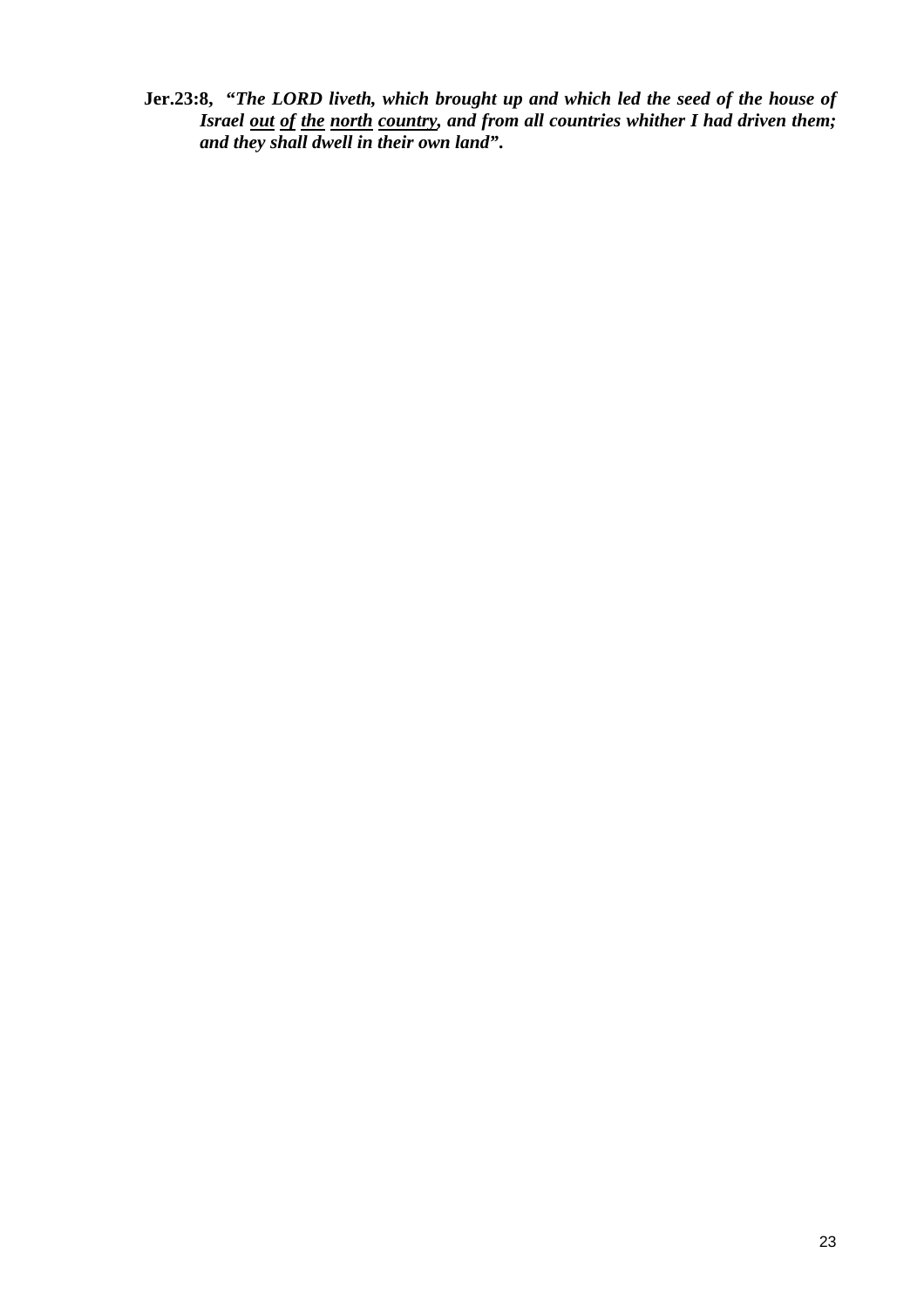**Jer.23:8,** ***"The LORD liveth, which brought up and which led the seed of the house of Israel <u>out</u> <u>of</u> <u>the</u> <u>north</u> <u>country</u>, and from all countries whither I had driven them; and they shall dwell in their own land".***